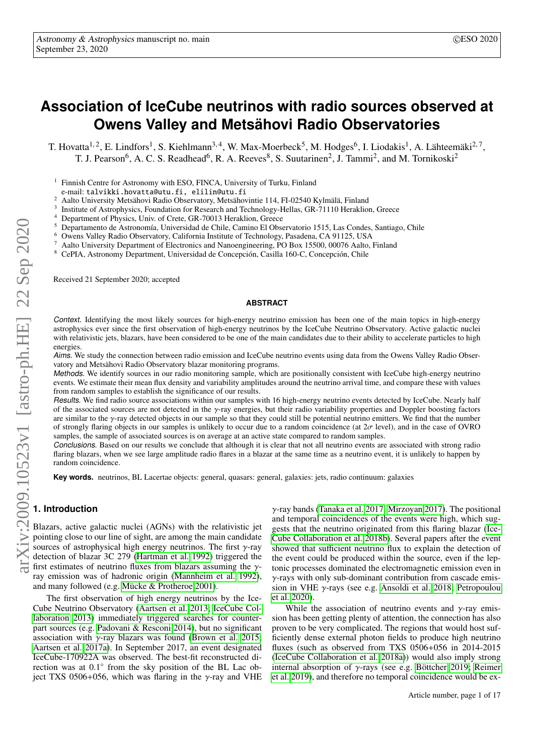# Association of IceCube neutrinos with radio sources observed at Owens Valley and Metsähovi Radio Observatories

T. Hovatta[1,2], E. Lindfors[1], S. Kiehlmann[3,4], W. Max-Moerbeck[5], M. Hodges[6], I. Liodakis[1], A. Lähteemäki[2,7], T. J. Pearson[6], A. C. S. Readhead[6], R. A. Reeves[8], S. Suutarinen[2], J. Tammi[2], and M. Tornikoski[2]

[1] Finnish Centre for Astronomy with ESO, FINCA, University of Turku, Finland
e-mail: talvikki.hovatta@utu.fi, elilin@utu.fi

[2] Aalto University Metsähovi Radio Observatory, Metsähovintie 114, FI-02540 Kylmälä, Finland

[3] Institute of Astrophysics, Foundation for Research and Technology-Hellas, GR-71110 Heraklion, Greece

[4] Department of Physics, Univ. of Crete, GR-70013 Heraklion, Greece

[5] Departamento de Astronomía, Universidad de Chile, Camino El Observatorio 1515, Las Condes, Santiago, Chile

[6] Owens Valley Radio Observatory, California Institute of Technology, Pasadena, CA 91125, USA

[7] Aalto University Department of Electronics and Nanoengineering, PO Box 15500, 00076 Aalto, Finland

[8] CePIA, Astronomy Department, Universidad de Concepción, Casilla 160-C, Concepción, Chile

Received 21 September 2020; accepted

## ABSTRACT

*Context.* Identifying the most likely sources for high-energy neutrino emission has been one of the main topics in high-energy astrophysics ever since the first observation of high-energy neutrinos by the IceCube Neutrino Observatory. Active galactic nuclei with relativistic jets, blazars, have been considered to be one of the main candidates due to their ability to accelerate particles to high energies.

*Aims.* We study the connection between radio emission and IceCube neutrino events using data from the Owens Valley Radio Observatory and Metsähovi Radio Observatory blazar monitoring programs.

*Methods.* We identify sources in our radio monitoring sample, which are positionally consistent with IceCube high-energy neutrino events. We estimate their mean flux density and variability amplitudes around the neutrino arrival time, and compare these with values from random samples to establish the significance of our results.

*Results.* We find radio source associations within our samples with 16 high-energy neutrino events detected by IceCube. Nearly half of the associated sources are not detected in the $\gamma$-ray energies, but their radio variability properties and Doppler boosting factors are similar to the $\gamma$-ray detected objects in our sample so that they could still be potential neutrino emitters. We find that the number of strongly flaring objects in our samples is unlikely to occur due to a random coincidence (at $2\sigma$ level), and in the case of OVRO samples, the sample of associated sources is on average at an active state compared to random samples.

*Conclusions.* Based on our results we conclude that although it is clear that not all neutrino events are associated with strong radio flaring blazars, when we see large amplitude radio flares in a blazar at the same time as a neutrino event, it is unlikely to happen by random coincidence.

**Key words.** neutrinos, BL Lacertae objects: general, quasars: general, galaxies: jets, radio continuum: galaxies

## 1. Introduction

Blazars, active galactic nuclei (AGNs) with the relativistic jet pointing close to our line of sight, are among the main candidate sources of astrophysical high energy neutrinos. The first $\gamma$-ray detection of blazar 3C 279 (Hartman et al. 1992) triggered the first estimates of neutrino fluxes from blazars assuming the $\gamma$-ray emission was of hadronic origin (Mannheim et al. 1992), and many followed (e.g. Mücke & Protheroe 2001).

The first observation of high energy neutrinos by the IceCube Neutrino Observatory (Aartsen et al. 2013; IceCube Collaboration 2013) immediately triggered searches for counterpart sources (e.g. Padovani & Resconi 2014), but no significant association with $\gamma$-ray blazars was found (Brown et al. 2015; Aartsen et al. 2017a). In September 2017, an event designated IceCube-170922A was observed. The best-fit reconstructed direction was at 0.1° from the sky position of the BL Lac object TXS 0506+056, which was flaring in the $\gamma$-ray and VHE $\gamma$-ray bands (Tanaka et al. 2017; Mirzoyan 2017). The positional and temporal coincidences of the events were high, which suggests that the neutrino originated from this flaring blazar (IceCube Collaboration et al. 2018b). Several papers after the event showed that sufficient neutrino flux to explain the detection of the event could be produced within the source, even if the leptonic processes dominated the electromagnetic emission even in $\gamma$-rays with only sub-dominant contribution from cascade emission in VHE $\gamma$-rays (see e.g. Ansoldi et al. 2018; Petropoulou et al. 2020).

While the association of neutrino events and $\gamma$-ray emission has been getting plenty of attention, the connection has also proven to be very complicated. The regions that would host sufficiently dense external photon fields to produce high neutrino fluxes (such as observed from TXS 0506+056 in 2014-2015 (IceCube Collaboration et al. 2018a)) would also imply strong internal absorption of $\gamma$-rays (see e.g. Böttcher 2019; Reimer et al. 2019), and therefore no temporal coincidence would be ex-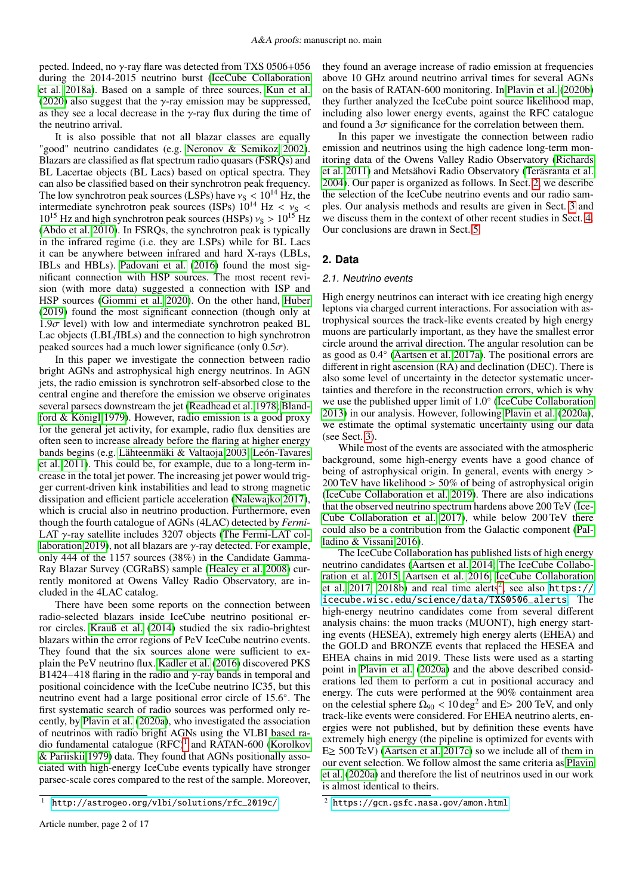pected. Indeed, no $\gamma$-ray flare was detected from TXS 0506+056 during the 2014-2015 neutrino burst (IceCube Collaboration et al. 2018a). Based on a sample of three sources, Kun et al. (2020) also suggest that the $\gamma$-ray emission may be suppressed, as they see a local decrease in the $\gamma$-ray flux during the time of the neutrino arrival.

It is also possible that not all blazar classes are equally "good" neutrino candidates (e.g. Neronov & Semikoz 2002). Blazars are classified as flat spectrum radio quasars (FSRQs) and BL Lacertae objects (BL Lacs) based on optical spectra. They can also be classified based on their synchrotron peak frequency. The low synchrotron peak sources (LSPs) have $\nu_S < 10^{14}$ Hz, the intermediate synchrotron peak sources (ISPs) $10^{14}$ Hz $< \nu_S < 10^{15}$ Hz and high synchrotron peak sources (HSPs) $\nu_S > 10^{15}$ Hz (Abdo et al. 2010). In FSRQs, the synchrotron peak is typically in the infrared regime (i.e. they are LSPs) while for BL Lacs it can be anywhere between infrared and hard X-rays (LBLs, IBLs and HBLs). Padovani et al. (2016) found the most significant connection with HSP sources. The most recent revision (with more data) suggested a connection with ISP and HSP sources (Giommi et al. 2020). On the other hand, Huber (2019) found the most significant connection (though only at $1.9\sigma$ level) with low and intermediate synchrotron peaked BL Lac objects (LBL/IBLs) and the connection to high synchrotron peaked sources had a much lower significance (only $0.5\sigma$).

In this paper we investigate the connection between radio bright AGNs and astrophysical high energy neutrinos. In AGN jets, the radio emission is synchrotron self-absorbed close to the central engine and therefore the emission we observe originates several parsecs downstream the jet (Readhead et al. 1978; Blandford & Königl 1979). However, radio emission is a good proxy for the general jet activity, for example, radio flux densities are often seen to increase already before the flaring at higher energy bands begins (e.g. Lähteenmäki & Valtaoja 2003; León-Tavares et al. 2011). This could be, for example, due to a long-term increase in the total jet power. The increasing jet power would trigger current-driven kink instabilities and lead to strong magnetic dissipation and efficient particle acceleration (Nalewajko 2017), which is crucial also in neutrino production. Furthermore, even though the fourth catalogue of AGNs (4LAC) detected by *Fermi*-LAT $\gamma$-ray satellite includes 3207 objects (The Fermi-LAT collaboration 2019), not all blazars are $\gamma$-ray detected. For example, only 444 of the 1157 sources (38%) in the Candidate Gamma-Ray Blazar Survey (CGRaBS) sample (Healey et al. 2008) currently monitored at Owens Valley Radio Observatory, are included in the 4LAC catalog.

There have been some reports on the connection between radio-selected blazars inside IceCube neutrino positional error circles. Krauß et al. (2014) studied the six radio-brightest blazars within the error regions of PeV IceCube neutrino events. They found that the six sources alone were sufficient to explain the PeV neutrino flux. Kadler et al. (2016) discovered PKS B1424−418 flaring in the radio and $\gamma$-ray bands in temporal and positional coincidence with the IceCube neutrino IC35, but this neutrino event had a large positional error circle of 15.6°. The first systematic search of radio sources was performed only recently, by Plavin et al. (2020a), who investigated the association of neutrinos with radio bright AGNs using the VLBI based radio fundamental catalogue (RFC)[1] and RATAN-600 (Korolkov & Pariiskii 1979) data. They found that AGNs positionally associated with high-energy IceCube events typically have stronger parsec-scale cores compared to the rest of the sample. Moreover, they found an average increase of radio emission at frequencies above 10 GHz around neutrino arrival times for several AGNs on the basis of RATAN-600 monitoring. In Plavin et al. (2020b) they further analyzed the IceCube point source likelihood map, including also lower energy events, against the RFC catalogue and found a $3\sigma$ significance for the correlation between them.

In this paper we investigate the connection between radio emission and neutrinos using the high cadence long-term monitoring data of the Owens Valley Radio Observatory (Richards et al. 2011) and Metsähovi Radio Observatory (Teräsranta et al. 2004). Our paper is organized as follows. In Sect. 2, we describe the selection of the IceCube neutrino events and our radio samples. Our analysis methods and results are given in Sect. 3 and we discuss them in the context of other recent studies in Sect. 4. Our conclusions are drawn in Sect. 5.

## 2. Data

### 2.1. Neutrino events

High energy neutrinos can interact with ice creating high energy leptons via charged current interactions. For association with astrophysical sources the track-like events created by high energy muons are particularly important, as they have the smallest error circle around the arrival direction. The angular resolution can be as good as 0.4° (Aartsen et al. 2017a). The positional errors are different in right ascension (RA) and declination (DEC). There is also some level of uncertainty in the detector systematic uncertainties and therefore in the reconstruction errors, which is why we use the published upper limit of 1.0° (IceCube Collaboration 2013) in our analysis. However, following Plavin et al. (2020a), we estimate the optimal systematic uncertainty using our data (see Sect. 3).

While most of the events are associated with the atmospheric background, some high-energy events have a good chance of being of astrophysical origin. In general, events with energy > 200 TeV have likelihood > 50% of being of astrophysical origin (IceCube Collaboration et al. 2019). There are also indications that the observed neutrino spectrum hardens above 200 TeV (IceCube Collaboration et al. 2017), while below 200 TeV there could also be a contribution from the Galactic component (Palladino & Vissani 2016).

The IceCube Collaboration has published lists of high energy neutrino candidates (Aartsen et al. 2014; The IceCube Collaboration et al. 2015; Aartsen et al. 2016; IceCube Collaboration et al. 2017, 2018b) and real time alerts[2], see also https://icecube.wisc.edu/science/data/TXS0506_alerts. The high-energy neutrino candidates come from several different analysis chains: the muon tracks (MUON), high energy starting events (HESEA), extremely high energy alerts (EHEA) and the GOLD and BRONZE events that replaced the HESEA and EHEA chains in mid 2019. These lists were used as a starting point in Plavin et al. (2020a) and the above described considerations led them to perform a cut in positional accuracy and energy. The cuts were performed at the 90% containment area on the celestial sphere $\Omega_{90} < 10\,\mathrm{deg}^2$ and E> 200 TeV, and only track-like events were considered. For EHEA neutrino alerts, energies were not published, but by definition these events have extremely high energy (the pipeline is optimized for events with E≥ 500 TeV) (Aartsen et al. 2017c) so we include all of them in our event selection. We follow almost the same criteria as Plavin et al. (2020a) and therefore the list of neutrinos used in our work is almost identical to theirs.

[1] http://astrogeo.org/vlbi/solutions/rfc_2019c/

[2] https://gcn.gsfc.nasa.gov/amon.html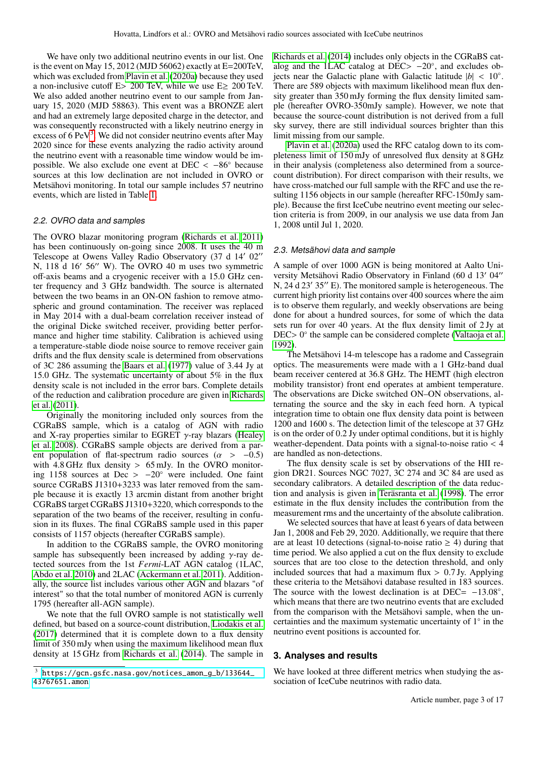We have only two additional neutrino events in our list. One is the event on May 15, 2012 (MJD 56062) exactly at E=200TeV, which was excluded from Plavin et al. (2020a) because they used a non-inclusive cutoff E> 200 TeV, while we use E≥ 200 TeV. We also added another neutrino event to our sample from January 15, 2020 (MJD 58863). This event was a BRONZE alert and had an extremely large deposited charge in the detector, and was consequently reconstructed with a likely neutrino energy in excess of 6 PeV[3]. We did not consider neutrino events after May 2020 since for these events analyzing the radio activity around the neutrino event with a reasonable time window would be impossible. We also exclude one event at DEC $< -86^{\circ}$ because sources at this low declination are not included in OVRO or Metsähovi monitoring. In total our sample includes 57 neutrino events, which are listed in Table 1.

### 2.2. OVRO data and samples

The OVRO blazar monitoring program (Richards et al. 2011) has been continuously on-going since 2008. It uses the 40 m Telescope at Owens Valley Radio Observatory (37 d 14′ 02″ N, 118 d 16′ 56″ W). The OVRO 40 m uses two symmetric off-axis beams and a cryogenic receiver with a 15.0 GHz center frequency and 3 GHz bandwidth. The source is alternated between the two beams in an ON-ON fashion to remove atmospheric and ground contamination. The receiver was replaced in May 2014 with a dual-beam correlation receiver instead of the original Dicke switched receiver, providing better performance and higher time stability. Calibration is achieved using a temperature-stable diode noise source to remove receiver gain drifts and the flux density scale is determined from observations of 3C 286 assuming the Baars et al. (1977) value of 3.44 Jy at 15.0 GHz. The systematic uncertainty of about 5% in the flux density scale is not included in the error bars. Complete details of the reduction and calibration procedure are given in Richards et al. (2011).

Originally the monitoring included only sources from the CGRaBS sample, which is a catalog of AGN with radio and X-ray properties similar to EGRET $\gamma$-ray blazars (Healey et al. 2008). CGRaBS sample objects are derived from a parent population of flat-spectrum radio sources ($\alpha > -0.5$) with 4.8 GHz flux density > 65 mJy. In the OVRO monitoring 1158 sources at Dec $> -20^{\circ}$ were included. One faint source CGRaBS J1310+3233 was later removed from the sample because it is exactly 13 arcmin distant from another bright CGRaBS target CGRaBS J1310+3220, which corresponds to the separation of the two beams of the receiver, resulting in confusion in its fluxes. The final CGRaBS sample used in this paper consists of 1157 objects (hereafter CGRaBS sample).

In addition to the CGRaBS sample, the OVRO monitoring sample has subsequently been increased by adding $\gamma$-ray detected sources from the 1st *Fermi*-LAT AGN catalog (1LAC, Abdo et al. 2010) and 2LAC (Ackermann et al. 2011). Additionally, the source list includes various other AGN and blazars "of interest" so that the total number of monitored AGN is currently 1795 (hereafter all-AGN sample).

We note that the full OVRO sample is not statistically well defined, but based on a source-count distribution, Liodakis et al. (2017) determined that it is complete down to a flux density limit of 350 mJy when using the maximum likelihood mean flux density at 15 GHz from Richards et al. (2014). The sample in Richards et al. (2014) includes only objects in the CGRaBS catalog and the 1LAC catalog at DEC$> -20^{\circ}$, and excludes objects near the Galactic plane with Galactic latitude $|b| < 10^{\circ}$. There are 589 objects with maximum likelihood mean flux density greater than 350 mJy forming the flux density limited sample (hereafter OVRO-350mJy sample). However, we note that because the source-count distribution is not derived from a full sky survey, there are still individual sources brighter than this limit missing from our sample.

Plavin et al. (2020a) used the RFC catalog down to its completeness limit of 150 mJy of unresolved flux density at 8 GHz in their analysis (completeness also determined from a source-count distribution). For direct comparison with their results, we have cross-matched our full sample with the RFC and use the resulting 1156 objects in our sample (hereafter RFC-150mJy sample). Because the first IceCube neutrino event meeting our selection criteria is from 2009, in our analysis we use data from Jan 1, 2008 until Jul 1, 2020.

### 2.3. Metsähovi data and sample

A sample of over 1000 AGN is being monitored at Aalto University Metsähovi Radio Observatory in Finland (60 d 13′ 04″ N, 24 d 23′ 35″ E). The monitored sample is heterogeneous. The current high priority list contains over 400 sources where the aim is to observe them regularly, and weekly observations are being done for about a hundred sources, for some of which the data sets run for over 40 years. At the flux density limit of 2 Jy at DEC$> 0^{\circ}$ the sample can be considered complete (Valtaoja et al. 1992).

The Metsähovi 14-m telescope has a radome and Cassegrain optics. The measurements were made with a 1 GHz-band dual beam receiver centered at 36.8 GHz. The HEMT (high electron mobility transistor) front end operates at ambient temperature. The observations are Dicke switched ON–ON observations, alternating the source and the sky in each feed horn. A typical integration time to obtain one flux density data point is between 1200 and 1600 s. The detection limit of the telescope at 37 GHz is on the order of 0.2 Jy under optimal conditions, but it is highly weather-dependent. Data points with a signal-to-noise ratio < 4 are handled as non-detections.

The flux density scale is set by observations of the HII region DR21. Sources NGC 7027, 3C 274 and 3C 84 are used as secondary calibrators. A detailed description of the data reduction and analysis is given in Teräsranta et al. (1998). The error estimate in the flux density includes the contribution from the measurement rms and the uncertainty of the absolute calibration.

We selected sources that have at least 6 years of data between Jan 1, 2008 and Feb 29, 2020. Additionally, we require that there are at least 10 detections (signal-to-noise ratio ≥ 4) during that time period. We also applied a cut on the flux density to exclude sources that are too close to the detection threshold, and only included sources that had a maximum flux > 0.7 Jy. Applying these criteria to the Metsähovi database resulted in 183 sources. The source with the lowest declination is at DEC$= -13.08^{\circ}$, which means that there are two neutrino events that are excluded from the comparison with the Metsähovi sample, when the uncertainties and the maximum systematic uncertainty of $1^{\circ}$ in the neutrino event positions is accounted for.

## 3. Analyses and results

We have looked at three different metrics when studying the association of IceCube neutrinos with radio data.

[3] https://gcn.gsfc.nasa.gov/notices_amon_g_b/133644_43767651.amon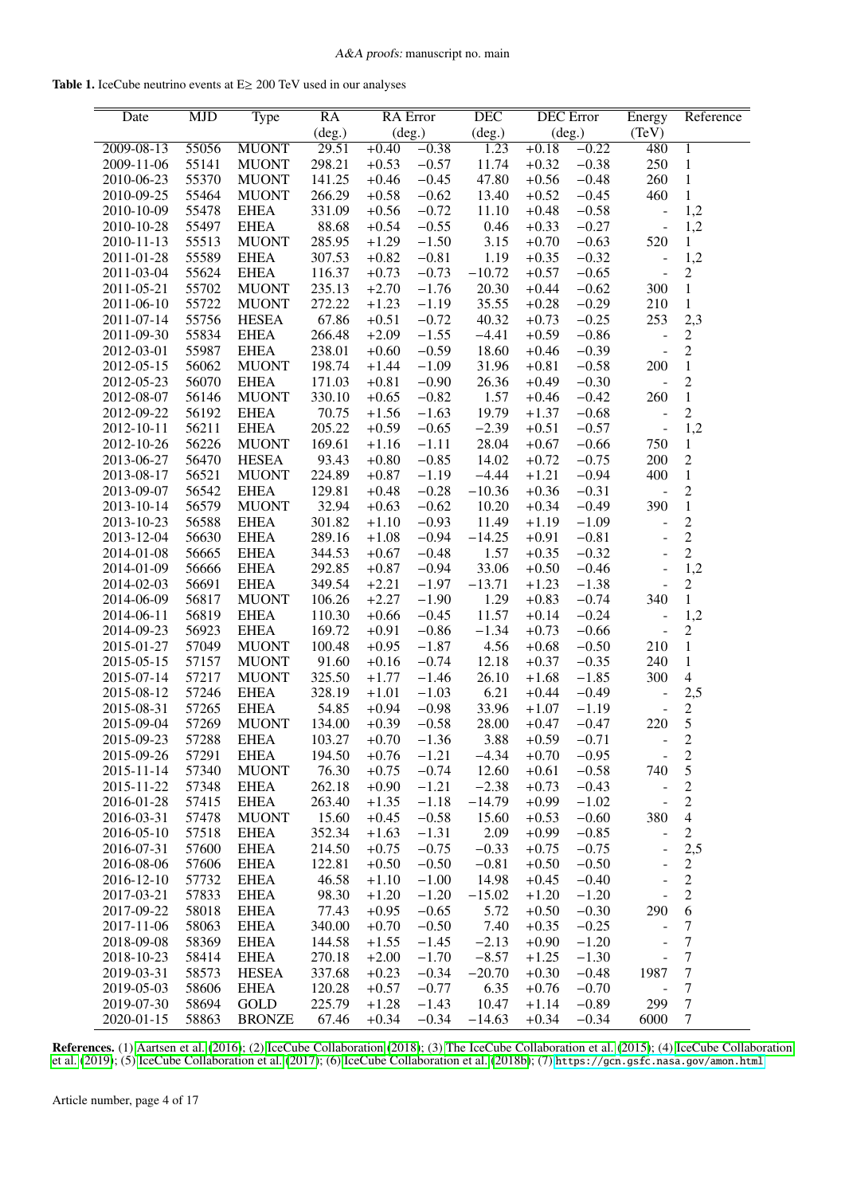**Table 1.** IceCube neutrino events at E≥ 200 TeV used in our analyses

| Date | MJD | Type | RA | RA Error | | DEC | DEC Error | | Energy | Reference |
|---|---|---|---|---|---|---|---|---|---|---|
| | | | (deg.) | (deg.) | | (deg.) | (deg.) | | (TeV) | |
| 2009-08-13 | 55056 | MUONT | 29.51 | +0.40 | −0.38 | 1.23 | +0.18 | −0.22 | 480 | 1 |
| 2009-11-06 | 55141 | MUONT | 298.21 | +0.53 | −0.57 | 11.74 | +0.32 | −0.38 | 250 | 1 |
| 2010-06-23 | 55370 | MUONT | 141.25 | +0.46 | −0.45 | 47.80 | +0.56 | −0.48 | 260 | 1 |
| 2010-09-25 | 55464 | MUONT | 266.29 | +0.58 | −0.62 | 13.40 | +0.52 | −0.45 | 460 | 1 |
| 2010-10-09 | 55478 | EHEA | 331.09 | +0.56 | −0.72 | 11.10 | +0.48 | −0.58 | - | 1,2 |
| 2010-10-28 | 55497 | EHEA | 88.68 | +0.54 | −0.55 | 0.46 | +0.33 | −0.27 | - | 1,2 |
| 2010-11-13 | 55513 | MUONT | 285.95 | +1.29 | −1.50 | 3.15 | +0.70 | −0.63 | 520 | 1 |
| 2011-01-28 | 55589 | EHEA | 307.53 | +0.82 | −0.81 | 1.19 | +0.35 | −0.32 | - | 1,2 |
| 2011-03-04 | 55624 | EHEA | 116.37 | +0.73 | −0.73 | −10.72 | +0.57 | −0.65 | - | 2 |
| 2011-05-21 | 55702 | MUONT | 235.13 | +2.70 | −1.76 | 20.30 | +0.44 | −0.62 | 300 | 1 |
| 2011-06-10 | 55722 | MUONT | 272.22 | +1.23 | −1.19 | 35.55 | +0.28 | −0.29 | 210 | 1 |
| 2011-07-14 | 55756 | HESEA | 67.86 | +0.51 | −0.72 | 40.32 | +0.73 | −0.25 | 253 | 2,3 |
| 2011-09-30 | 55834 | EHEA | 266.48 | +2.09 | −1.55 | −4.41 | +0.59 | −0.86 | - | 2 |
| 2012-03-01 | 55987 | EHEA | 238.01 | +0.60 | −0.59 | 18.60 | +0.46 | −0.39 | - | 2 |
| 2012-05-15 | 56062 | MUONT | 198.74 | +1.44 | −1.09 | 31.96 | +0.81 | −0.58 | 200 | 1 |
| 2012-05-23 | 56070 | EHEA | 171.03 | +0.81 | −0.90 | 26.36 | +0.49 | −0.30 | - | 2 |
| 2012-08-07 | 56146 | MUONT | 330.10 | +0.65 | −0.82 | 1.57 | +0.46 | −0.42 | 260 | 1 |
| 2012-09-22 | 56192 | EHEA | 70.75 | +1.56 | −1.63 | 19.79 | +1.37 | −0.68 | - | 2 |
| 2012-10-11 | 56211 | EHEA | 205.22 | +0.59 | −0.65 | −2.39 | +0.51 | −0.57 | - | 1,2 |
| 2012-10-26 | 56226 | MUONT | 169.61 | +1.16 | −1.11 | 28.04 | +0.67 | −0.66 | 750 | 1 |
| 2013-06-27 | 56470 | HESEA | 93.43 | +0.80 | −0.85 | 14.02 | +0.72 | −0.75 | 200 | 2 |
| 2013-08-17 | 56521 | MUONT | 224.89 | +0.87 | −1.19 | −4.44 | +1.21 | −0.94 | 400 | 1 |
| 2013-09-07 | 56542 | EHEA | 129.81 | +0.48 | −0.28 | −10.36 | +0.36 | −0.31 | - | 2 |
| 2013-10-14 | 56579 | MUONT | 32.94 | +0.63 | −0.62 | 10.20 | +0.34 | −0.49 | 390 | 1 |
| 2013-10-23 | 56588 | EHEA | 301.82 | +1.10 | −0.93 | 11.49 | +1.19 | −1.09 | - | 2 |
| 2013-12-04 | 56630 | EHEA | 289.16 | +1.08 | −0.94 | −14.25 | +0.91 | −0.81 | - | 2 |
| 2014-01-08 | 56665 | EHEA | 344.53 | +0.67 | −0.48 | 1.57 | +0.35 | −0.32 | - | 2 |
| 2014-01-09 | 56666 | EHEA | 292.85 | +0.87 | −0.94 | 33.06 | +0.50 | −0.46 | - | 1,2 |
| 2014-02-03 | 56691 | EHEA | 349.54 | +2.21 | −1.97 | −13.71 | +1.23 | −1.38 | - | 2 |
| 2014-06-09 | 56817 | MUONT | 106.26 | +2.27 | −1.90 | 1.29 | +0.83 | −0.74 | 340 | 1 |
| 2014-06-11 | 56819 | EHEA | 110.30 | +0.66 | −0.45 | 11.57 | +0.14 | −0.24 | - | 1,2 |
| 2014-09-23 | 56923 | EHEA | 169.72 | +0.91 | −0.86 | −1.34 | +0.73 | −0.66 | - | 2 |
| 2015-01-27 | 57049 | MUONT | 100.48 | +0.95 | −1.87 | 4.56 | +0.68 | −0.50 | 210 | 1 |
| 2015-05-15 | 57157 | MUONT | 91.60 | +0.16 | −0.74 | 12.18 | +0.37 | −0.35 | 240 | 1 |
| 2015-07-14 | 57217 | MUONT | 325.50 | +1.77 | −1.46 | 26.10 | +1.68 | −1.85 | 300 | 4 |
| 2015-08-12 | 57246 | EHEA | 328.19 | +1.01 | −1.03 | 6.21 | +0.44 | −0.49 | - | 2,5 |
| 2015-08-31 | 57265 | EHEA | 54.85 | +0.94 | −0.98 | 33.96 | +1.07 | −1.19 | - | 2 |
| 2015-09-04 | 57269 | MUONT | 134.00 | +0.39 | −0.58 | 28.00 | +0.47 | −0.47 | 220 | 5 |
| 2015-09-23 | 57288 | EHEA | 103.27 | +0.70 | −1.36 | 3.88 | +0.59 | −0.71 | - | 2 |
| 2015-09-26 | 57291 | EHEA | 194.50 | +0.76 | −1.21 | −4.34 | +0.70 | −0.95 | - | 2 |
| 2015-11-14 | 57340 | MUONT | 76.30 | +0.75 | −0.74 | 12.60 | +0.61 | −0.58 | 740 | 5 |
| 2015-11-22 | 57348 | EHEA | 262.18 | +0.90 | −1.21 | −2.38 | +0.73 | −0.43 | - | 2 |
| 2016-01-28 | 57415 | EHEA | 263.40 | +1.35 | −1.18 | −14.79 | +0.99 | −1.02 | - | 2 |
| 2016-03-31 | 57478 | MUONT | 15.60 | +0.45 | −0.58 | 15.60 | +0.53 | −0.60 | 380 | 4 |
| 2016-05-10 | 57518 | EHEA | 352.34 | +1.63 | −1.31 | 2.09 | +0.99 | −0.85 | - | 2 |
| 2016-07-31 | 57600 | EHEA | 214.50 | +0.75 | −0.75 | −0.33 | +0.75 | −0.75 | - | 2,5 |
| 2016-08-06 | 57606 | EHEA | 122.81 | +0.50 | −0.50 | −0.81 | +0.50 | −0.50 | - | 2 |
| 2016-12-10 | 57732 | EHEA | 46.58 | +1.10 | −1.00 | 14.98 | +0.45 | −0.40 | - | 2 |
| 2017-03-21 | 57833 | EHEA | 98.30 | +1.20 | −1.20 | −15.02 | +1.20 | −1.20 | - | 2 |
| 2017-09-22 | 58018 | EHEA | 77.43 | +0.95 | −0.65 | 5.72 | +0.50 | −0.30 | 290 | 6 |
| 2017-11-06 | 58063 | EHEA | 340.00 | +0.70 | −0.50 | 7.40 | +0.35 | −0.25 | - | 7 |
| 2018-09-08 | 58369 | EHEA | 144.58 | +1.55 | −1.45 | −2.13 | +0.90 | −1.20 | - | 7 |
| 2018-10-23 | 58414 | EHEA | 270.18 | +2.00 | −1.70 | −8.57 | +1.25 | −1.30 | - | 7 |
| 2019-03-31 | 58573 | HESEA | 337.68 | +0.23 | −0.34 | −20.70 | +0.30 | −0.48 | 1987 | 7 |
| 2019-05-03 | 58606 | EHEA | 120.28 | +0.57 | −0.77 | 6.35 | +0.76 | −0.70 | - | 7 |
| 2019-07-30 | 58694 | GOLD | 225.79 | +1.28 | −1.43 | 10.47 | +1.14 | −0.89 | 299 | 7 |
| 2020-01-15 | 58863 | BRONZE | 67.46 | +0.34 | −0.34 | −14.63 | +0.34 | −0.34 | 6000 | 7 |

**References.** (1) Aartsen et al. (2016); (2) IceCube Collaboration (2018); (3) The IceCube Collaboration et al. (2015); (4) IceCube Collaboration et al. (2019); (5) IceCube Collaboration et al. (2017); (6) IceCube Collaboration et al. (2018b); (7) https://gcn.gsfc.nasa.gov/amon.html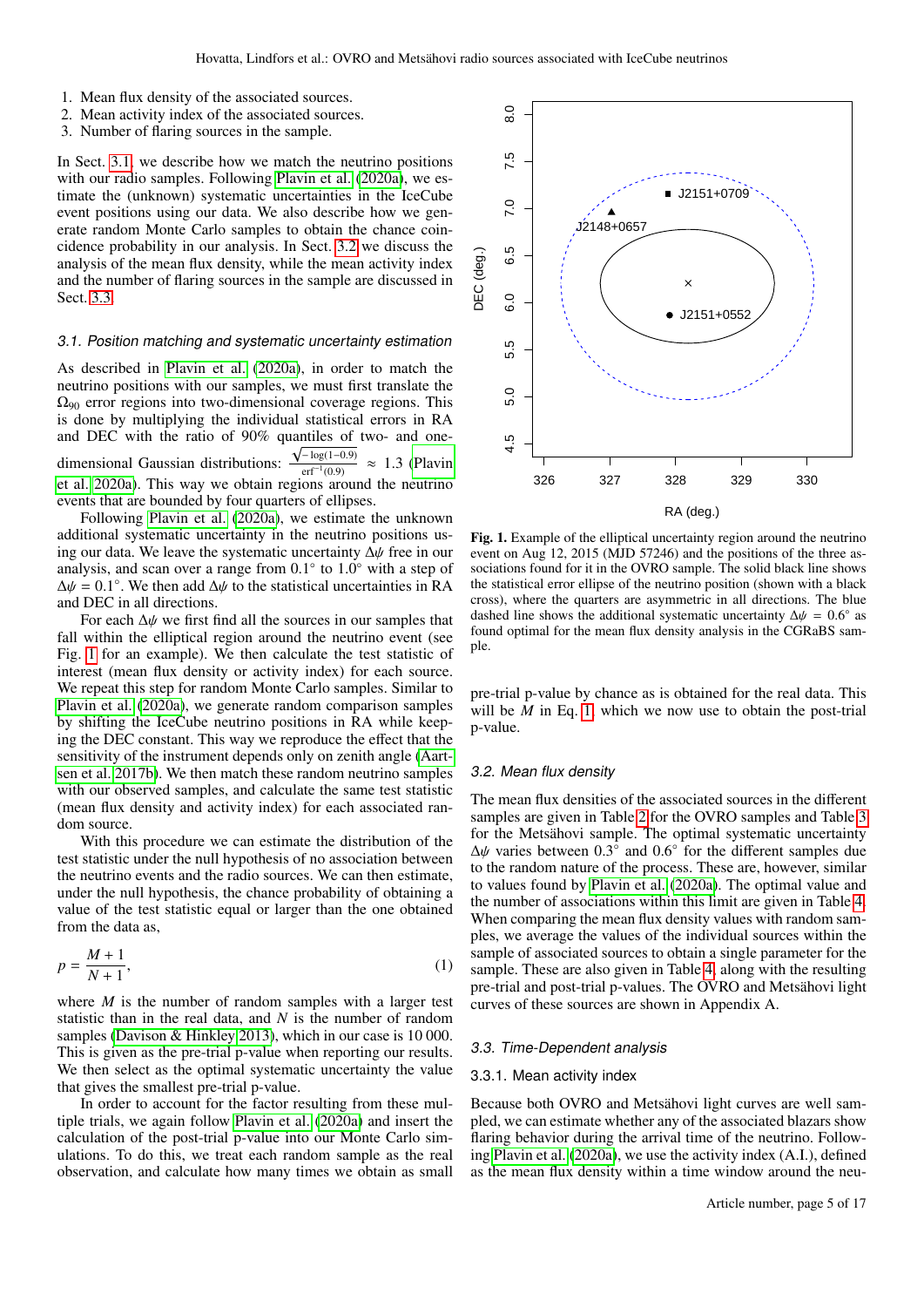1. Mean flux density of the associated sources.
2. Mean activity index of the associated sources.
3. Number of flaring sources in the sample.

In Sect. 3.1, we describe how we match the neutrino positions with our radio samples. Following Plavin et al. (2020a), we estimate the (unknown) systematic uncertainties in the IceCube event positions using our data. We also describe how we generate random Monte Carlo samples to obtain the chance coincidence probability in our analysis. In Sect. 3.2 we discuss the analysis of the mean flux density, while the mean activity index and the number of flaring sources in the sample are discussed in Sect. 3.3.

### 3.1. Position matching and systematic uncertainty estimation

As described in Plavin et al. (2020a), in order to match the neutrino positions with our samples, we must first translate the $\Omega_{90}$ error regions into two-dimensional coverage regions. This is done by multiplying the individual statistical errors in RA and DEC with the ratio of 90% quantiles of two- and one-dimensional Gaussian distributions: $\frac{\sqrt{-\log(1-0.9)}}{\mathrm{erf}^{-1}(0.9)} \approx 1.3$ (Plavin et al. 2020a). This way we obtain regions around the neutrino events that are bounded by four quarters of ellipses.

Following Plavin et al. (2020a), we estimate the unknown additional systematic uncertainty in the neutrino positions using our data. We leave the systematic uncertainty $\Delta\psi$ free in our analysis, and scan over a range from 0.1° to 1.0° with a step of $\Delta\psi = 0.1°$. We then add $\Delta\psi$ to the statistical uncertainties in RA and DEC in all directions.

For each $\Delta\psi$ we first find all the sources in our samples that fall within the elliptical region around the neutrino event (see Fig. 1 for an example). We then calculate the test statistic of interest (mean flux density or activity index) for each source. We repeat this step for random Monte Carlo samples. Similar to Plavin et al. (2020a), we generate random comparison samples by shifting the IceCube neutrino positions in RA while keeping the DEC constant. This way we reproduce the effect that the sensitivity of the instrument depends only on zenith angle (Aartsen et al. 2017b). We then match these random neutrino samples with our observed samples, and calculate the same test statistic (mean flux density and activity index) for each associated random source.

With this procedure we can estimate the distribution of the test statistic under the null hypothesis of no association between the neutrino events and the radio sources. We can then estimate, under the null hypothesis, the chance probability of obtaining a value of the test statistic equal or larger than the one obtained from the data as,

$$p = \frac{M+1}{N+1}, \tag{1}$$

where $M$ is the number of random samples with a larger test statistic than in the real data, and $N$ is the number of random samples (Davison & Hinkley 2013), which in our case is 10 000. This is given as the pre-trial p-value when reporting our results. We then select as the optimal systematic uncertainty the value that gives the smallest pre-trial p-value.

In order to account for the factor resulting from these multiple trials, we again follow Plavin et al. (2020a) and insert the calculation of the post-trial p-value into our Monte Carlo simulations. To do this, we treat each random sample as the real observation, and calculate how many times we obtain as small pre-trial p-value by chance as is obtained for the real data. This will be $M$ in Eq. 1, which we now use to obtain the post-trial p-value.

**Fig. 1.** Example of the elliptical uncertainty region around the neutrino event on Aug 12, 2015 (MJD 57246) and the positions of the three associations found for it in the OVRO sample. The solid black line shows the statistical error ellipse of the neutrino position (shown with a black cross), where the quarters are asymmetric in all directions. The blue dashed line shows the additional systematic uncertainty $\Delta\psi = 0.6°$ as found optimal for the mean flux density analysis in the CGRaBS sample.

### 3.2. Mean flux density

The mean flux densities of the associated sources in the different samples are given in Table 2 for the OVRO samples and Table 3 for the Metsähovi sample. The optimal systematic uncertainty $\Delta\psi$ varies between 0.3° and 0.6° for the different samples due to the random nature of the process. These are, however, similar to values found by Plavin et al. (2020a). The optimal value and the number of associations within this limit are given in Table 4. When comparing the mean flux density values with random samples, we average the values of the individual sources within the sample of associated sources to obtain a single parameter for the sample. These are also given in Table 4, along with the resulting pre-trial and post-trial p-values. The OVRO and Metsähovi light curves of these sources are shown in Appendix A.

### 3.3. Time-Dependent analysis

#### 3.3.1. Mean activity index

Because both OVRO and Metsähovi light curves are well sampled, we can estimate whether any of the associated blazars show flaring behavior during the arrival time of the neutrino. Following Plavin et al. (2020a), we use the activity index (A.I.), defined as the mean flux density within a time window around the neu-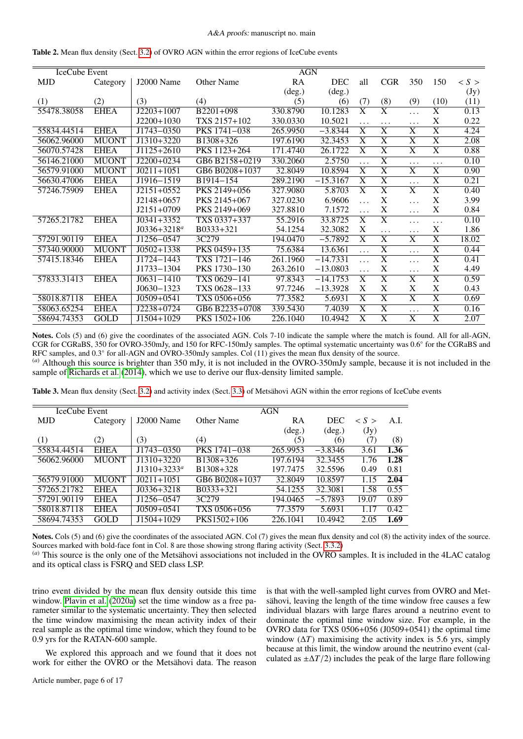**Table 2.** Mean flux density (Sect. 3.2) of OVRO AGN within the error regions of IceCube events

| IceCube Event | | AGN | | | | | | | | |
|---|---|---|---|---|---|---|---|---|---|---|
| MJD | Category | J2000 Name | Other Name | RA (deg.) | DEC (deg.) | all | CGR | 350 | 150 | $< S >$ (Jy) |
| (1) | (2) | (3) | (4) | (5) | (6) | (7) | (8) | (9) | (10) | (11) |
| 55478.38058 | EHEA | J2203+1007 | B2201+098 | 330.8790 | 10.1283 | X | X | ... | X | 0.13 |
| | | J2200+1030 | TXS 2157+102 | 330.0330 | 10.5021 | ... | ... | ... | X | 0.22 |
| 55834.44514 | EHEA | J1743−0350 | PKS 1741−038 | 265.9950 | −3.8344 | X | X | X | X | 4.24 |
| 56062.96000 | MUONT | J1310+3220 | B1308+326 | 197.6190 | 32.3453 | X | X | X | X | 2.08 |
| 56070.57428 | EHEA | J1125+2610 | PKS 1123+264 | 171.4740 | 26.1722 | X | X | X | X | 0.88 |
| 56146.21000 | MUONT | J2200+0234 | GB6 B2158+0219 | 330.2060 | 2.5750 | ... | X | ... | ... | 0.10 |
| 56579.91000 | MUONT | J0211+1051 | GB6 B0208+1037 | 32.8049 | 10.8594 | X | X | X | X | 0.90 |
| 56630.47006 | EHEA | J1916−1519 | B1914−154 | 289.2190 | −15.3167 | X | X | ... | X | 0.21 |
| 57246.75909 | EHEA | J2151+0552 | PKS 2149+056 | 327.9080 | 5.8703 | X | X | X | X | 0.40 |
| | | J2148+0657 | PKS 2145+067 | 327.0230 | 6.9606 | ... | X | ... | X | 3.99 |
| | | J2151+0709 | PKS 2149+069 | 327.8810 | 7.1572 | ... | X | ... | X | 0.84 |
| 57265.21782 | EHEA | J0341+3352 | TXS 0337+337 | 55.2916 | 33.8725 | X | X | ... | ... | 0.10 |
| | | J0336+3218[a] | B0333+321 | 54.1254 | 32.3082 | X | ... | ... | X | 1.86 |
| 57291.90119 | EHEA | J1256−0547 | 3C279 | 194.0470 | −5.7892 | X | X | X | X | 18.02 |
| 57340.90000 | MUONT | J0502+1338 | PKS 0459+135 | 75.6384 | 13.6361 | ... | X | ... | X | 0.44 |
| 57415.18346 | EHEA | J1724−1443 | TXS 1721−146 | 261.1960 | −14.7331 | ... | X | ... | X | 0.41 |
| | | J1733−1304 | PKS 1730−130 | 263.2610 | −13.0803 | ... | X | ... | X | 4.49 |
| 57833.31413 | EHEA | J0631−1410 | TXS 0629−141 | 97.8343 | −14.1753 | X | X | X | X | 0.59 |
| | | J0630−1323 | TXS 0628−133 | 97.7246 | −13.3928 | X | X | X | X | 0.43 |
| 58018.87118 | EHEA | J0509+0541 | TXS 0506+056 | 77.3582 | 5.6931 | X | X | X | X | 0.69 |
| 58063.65254 | EHEA | J2238+0724 | GB6 B2235+0708 | 339.5430 | 7.4039 | X | X | ... | X | 0.16 |
| 58694.74353 | GOLD | J1504+1029 | PKS 1502+106 | 226.1040 | 10.4942 | X | X | X | X | 2.07 |

**Notes.** Cols (5) and (6) give the coordinates of the associated AGN. Cols 7-10 indicate the sample where the match is found. All for all-AGN, CGR for CGRaBS, 350 for OVRO-350mJy, and 150 for RFC-150mJy samples. The optimal systematic uncertainty was 0.6° for the CGRaBS and RFC samples, and 0.3° for all-AGN and OVRO-350mJy samples. Col (11) gives the mean flux density of the source.
[a] Although this source is brighter than 350 mJy, it is not included in the OVRO-350mJy sample, because it is not included in the sample of Richards et al. (2014), which we use to derive our flux-density limited sample.

**Table 3.** Mean flux density (Sect. 3.2) and activity index (Sect. 3.3) of Metsähovi AGN within the error regions of IceCube events

| IceCube Event | | AGN | | | | | |
|---|---|---|---|---|---|---|---|
| MJD | Category | J2000 Name | Other Name | RA (deg.) | DEC (deg.) | $< S >$ (Jy) | A.I. |
| (1) | (2) | (3) | (4) | (5) | (6) | (7) | (8) |
| 55834.44514 | EHEA | J1743−0350 | PKS 1741−038 | 265.9953 | −3.8346 | 3.61 | **1.36** |
| 56062.96000 | MUONT | J1310+3220 | B1308+326 | 197.6194 | 32.3455 | 1.76 | **1.28** |
| | | J1310+3233[a] | B1308+328 | 197.7475 | 32.5596 | 0.49 | 0.81 |
| 56579.91000 | MUONT | J0211+1051 | GB6 B0208+1037 | 32.8049 | 10.8597 | 1.15 | **2.04** |
| 57265.21782 | EHEA | J0336+3218 | B0333+321 | 54.1255 | 32.3081 | 1.58 | 0.55 |
| 57291.90119 | EHEA | J1256−0547 | 3C279 | 194.0465 | −5.7893 | 19.07 | 0.89 |
| 58018.87118 | EHEA | J0509+0541 | TXS 0506+056 | 77.3579 | 5.6931 | 1.17 | 0.42 |
| 58694.74353 | GOLD | J1504+1029 | PKS1502+106 | 226.1041 | 10.4942 | 2.05 | **1.69** |

**Notes.** Cols (5) and (6) give the coordinates of the associated AGN. Col (7) gives the mean flux density and col (8) the activity index of the source. Sources marked with bold-face font in Col. 8 are those showing strong flaring activity (Sect. 3.3.2).
[a] This source is the only one of the Metsähovi associations not included in the OVRO samples. It is included in the 4LAC catalog and its optical class is FSRQ and SED class LSP.

trino event divided by the mean flux density outside this time window. Plavin et al. (2020a) set the time window as a free parameter similar to the systematic uncertainty. They then selected the time window maximising the mean activity index of their real sample as the optimal time window, which they found to be 0.9 yrs for the RATAN-600 sample.

We explored this approach and we found that it does not work for either the OVRO or the Metsähovi data. The reason is that with the well-sampled light curves from OVRO and Metsähovi, leaving the length of the time window free causes a few individual blazars with large flares around a neutrino event to dominate the optimal time window size. For example, in the OVRO data for TXS 0506+056 (J0509+0541) the optimal time window ($\Delta T$) maximising the activity index is 5.6 yrs, simply because at this limit, the window around the neutrino event (calculated as $\pm\Delta T/2$) includes the peak of the large flare following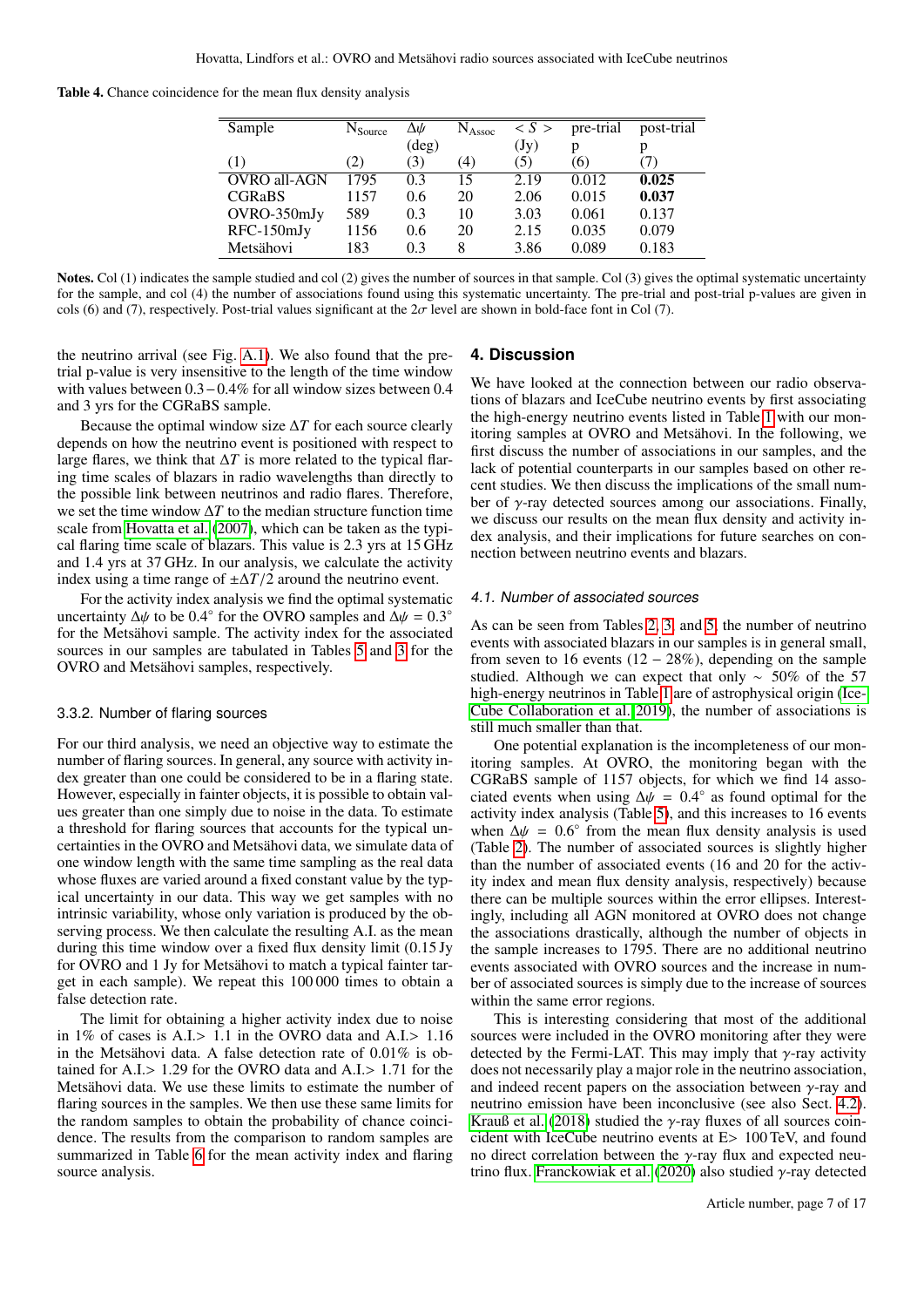**Table 4.** Chance coincidence for the mean flux density analysis

| Sample | $N_{Source}$ | $\Delta\psi$ (deg) | $N_{Assoc}$ | $< S >$ (Jy) | pre-trial p | post-trial p |
|---|---|---|---|---|---|---|
| (1) | (2) | (3) | (4) | (5) | (6) | (7) |
| OVRO all-AGN | 1795 | 0.3 | 15 | 2.19 | 0.012 | **0.025** |
| CGRaBS | 1157 | 0.6 | 20 | 2.06 | 0.015 | **0.037** |
| OVRO-350mJy | 589 | 0.3 | 10 | 3.03 | 0.061 | 0.137 |
| RFC-150mJy | 1156 | 0.6 | 20 | 2.15 | 0.035 | 0.079 |
| Metsähovi | 183 | 0.3 | 8 | 3.86 | 0.089 | 0.183 |

**Notes.** Col (1) indicates the sample studied and col (2) gives the number of sources in that sample. Col (3) gives the optimal systematic uncertainty for the sample, and col (4) the number of associations found using this systematic uncertainty. The pre-trial and post-trial p-values are given in cols (6) and (7), respectively. Post-trial values significant at the $2\sigma$ level are shown in bold-face font in Col (7).

the neutrino arrival (see Fig. A.1). We also found that the pre-trial p-value is very insensitive to the length of the time window with values between $0.3-0.4\%$ for all window sizes between 0.4 and 3 yrs for the CGRaBS sample.

Because the optimal window size $\Delta T$ for each source clearly depends on how the neutrino event is positioned with respect to large flares, we think that $\Delta T$ is more related to the typical flaring time scales of blazars in radio wavelengths than directly to the possible link between neutrinos and radio flares. Therefore, we set the time window $\Delta T$ to the median structure function time scale from Hovatta et al. (2007), which can be taken as the typical flaring time scale of blazars. This value is 2.3 yrs at 15 GHz and 1.4 yrs at 37 GHz. In our analysis, we calculate the activity index using a time range of $\pm\Delta T/2$ around the neutrino event.

For the activity index analysis we find the optimal systematic uncertainty $\Delta\psi$ to be $0.4^{\circ}$ for the OVRO samples and $\Delta\psi = 0.3^{\circ}$ for the Metsähovi sample. The activity index for the associated sources in our samples are tabulated in Tables 5 and 3 for the OVRO and Metsähovi samples, respectively.

### 3.3.2. Number of flaring sources

For our third analysis, we need an objective way to estimate the number of flaring sources. In general, any source with activity index greater than one could be considered to be in a flaring state. However, especially in fainter objects, it is possible to obtain values greater than one simply due to noise in the data. To estimate a threshold for flaring sources that accounts for the typical uncertainties in the OVRO and Metsähovi data, we simulate data of one window length with the same time sampling as the real data whose fluxes are varied around a fixed constant value by the typical uncertainty in our data. This way we get samples with no intrinsic variability, whose only variation is produced by the observing process. We then calculate the resulting A.I. as the mean during this time window over a fixed flux density limit (0.15 Jy for OVRO and 1 Jy for Metsähovi to match a typical fainter target in each sample). We repeat this 100 000 times to obtain a false detection rate.

The limit for obtaining a higher activity index due to noise in 1% of cases is A.I.> 1.1 in the OVRO data and A.I.> 1.16 in the Metsähovi data. A false detection rate of 0.01% is obtained for A.I.> 1.29 for the OVRO data and A.I.> 1.71 for the Metsähovi data. We use these limits to estimate the number of flaring sources in the samples. We then use these same limits for the random samples to obtain the probability of chance coincidence. The results from the comparison to random samples are summarized in Table 6 for the mean activity index and flaring source analysis.

## 4. Discussion

We have looked at the connection between our radio observations of blazars and IceCube neutrino events by first associating the high-energy neutrino events listed in Table 1 with our monitoring samples at OVRO and Metsähovi. In the following, we first discuss the number of associations in our samples, and the lack of potential counterparts in our samples based on other recent studies. We then discuss the implications of the small number of $\gamma$-ray detected sources among our associations. Finally, we discuss our results on the mean flux density and activity index analysis, and their implications for future searches on connection between neutrino events and blazars.

### 4.1. Number of associated sources

As can be seen from Tables 2, 3, and 5, the number of neutrino events with associated blazars in our samples is in general small, from seven to 16 events ($12-28\%$), depending on the sample studied. Although we can expect that only $\sim$ 50% of the 57 high-energy neutrinos in Table 1 are of astrophysical origin (IceCube Collaboration et al. 2019), the number of associations is still much smaller than that.

One potential explanation is the incompleteness of our monitoring samples. At OVRO, the monitoring began with the CGRaBS sample of 1157 objects, for which we find 14 associated events when using $\Delta\psi = 0.4^{\circ}$ as found optimal for the activity index analysis (Table 5), and this increases to 16 events when $\Delta\psi = 0.6^{\circ}$ from the mean flux density analysis is used (Table 2). The number of associated sources is slightly higher than the number of associated events (16 and 20 for the activity index and mean flux density analysis, respectively) because there can be multiple sources within the error ellipses. Interestingly, including all AGN monitored at OVRO does not change the associations drastically, although the number of objects in the sample increases to 1795. There are no additional neutrino events associated with OVRO sources and the increase in number of associated sources is simply due to the increase of sources within the same error regions.

This is interesting considering that most of the additional sources were included in the OVRO monitoring after they were detected by the Fermi-LAT. This may imply that $\gamma$-ray activity does not necessarily play a major role in the neutrino association, and indeed recent papers on the association between $\gamma$-ray and neutrino emission have been inconclusive (see also Sect. 4.2). Krauß et al. (2018) studied the $\gamma$-ray fluxes of all sources coincident with IceCube neutrino events at E> 100 TeV, and found no direct correlation between the $\gamma$-ray flux and expected neutrino flux. Franckowiak et al. (2020) also studied $\gamma$-ray detected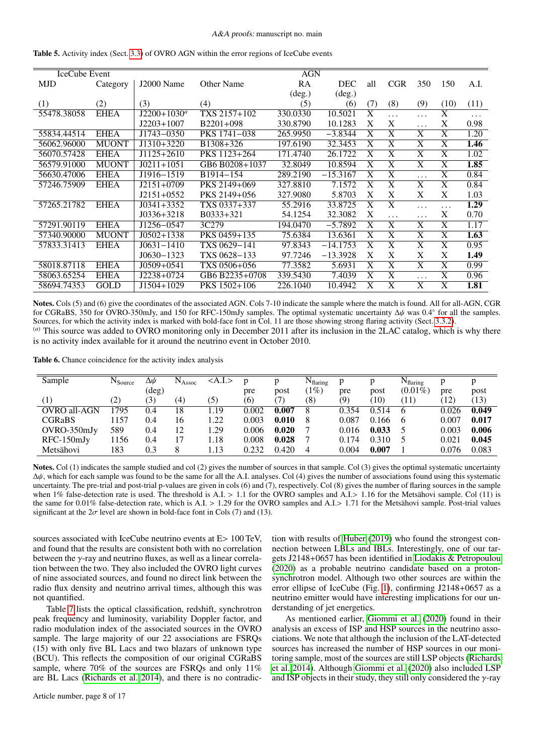**Table 5.** Activity index (Sect. 3.3) of OVRO AGN within the error regions of IceCube events

| IceCube Event | | AGN | | | | | | | | |
|---|---|---|---|---|---|---|---|---|---|---|
| MJD | Category | J2000 Name | Other Name | RA (deg.) | DEC (deg.) | all | CGR | 350 | 150 | A.I. |
| (1) | (2) | (3) | (4) | (5) | (6) | (7) | (8) | (9) | (10) | (11) |
| 55478.38058 | EHEA | J2200+1030[a] | TXS 2157+102 | 330.0330 | 10.5021 | X | ... | ... | X | ... |
| | | J2203+1007 | B2201+098 | 330.8790 | 10.1283 | X | X | ... | X | 0.98 |
| 55834.44514 | EHEA | J1743−0350 | PKS 1741−038 | 265.9950 | −3.8344 | X | X | X | X | 1.20 |
| 56062.96000 | MUONT | J1310+3220 | B1308+326 | 197.6190 | 32.3453 | X | X | X | X | **1.46** |
| 56070.57428 | EHEA | J1125+2610 | PKS 1123+264 | 171.4740 | 26.1722 | X | X | X | X | 1.02 |
| 56579.91000 | MUONT | J0211+1051 | GB6 B0208+1037 | 32.8049 | 10.8594 | X | X | X | X | **1.85** |
| 56630.47006 | EHEA | J1916−1519 | B1914−154 | 289.2190 | −15.3167 | X | X | ... | X | 0.84 |
| 57246.75909 | EHEA | J2151+0709 | PKS 2149+069 | 327.8810 | 7.1572 | X | X | X | X | 0.84 |
| | | J2151+0552 | PKS 2149+056 | 327.9080 | 5.8703 | X | X | X | X | 1.03 |
| 57265.21782 | EHEA | J0341+3352 | TXS 0337+337 | 55.2916 | 33.8725 | X | X | ... | ... | **1.29** |
| | | J0336+3218 | B0333+321 | 54.1254 | 32.3082 | X | ... | ... | X | 0.70 |
| 57291.90119 | EHEA | J1256−0547 | 3C279 | 194.0470 | −5.7892 | X | X | X | X | 1.17 |
| 57340.90000 | MUONT | J0502+1338 | PKS 0459+135 | 75.6384 | 13.6361 | X | X | X | X | **1.63** |
| 57833.31413 | EHEA | J0631−1410 | TXS 0629−141 | 97.8343 | −14.1753 | X | X | X | X | 0.95 |
| | | J0630−1323 | TXS 0628−133 | 97.7246 | −13.3928 | X | X | X | X | **1.49** |
| 58018.87118 | EHEA | J0509+0541 | TXS 0506+056 | 77.3582 | 5.6931 | X | X | X | X | 0.99 |
| 58063.65254 | EHEA | J2238+0724 | GB6 B2235+0708 | 339.5430 | 7.4039 | X | X | ... | X | 0.96 |
| 58694.74353 | GOLD | J1504+1029 | PKS 1502+106 | 226.1040 | 10.4942 | X | X | X | X | **1.81** |

**Notes.** Cols (5) and (6) give the coordinates of the associated AGN. Cols 7-10 indicate the sample where the match is found. All for all-AGN, CGR for CGRaBS, 350 for OVRO-350mJy, and 150 for RFC-150mJy samples. The optimal systematic uncertainty $\Delta\psi$ was 0.4° for all the samples. Sources, for which the activity index is marked with bold-face font in Col. 11 are those showing strong flaring activity (Sect. 3.3.2).
[a] This source was added to OVRO monitoring only in December 2011 after its inclusion in the 2LAC catalog, which is why there is no activity index available for it around the neutrino event in October 2010.

**Table 6.** Chance coincidence for the activity index analysis

| Sample | $N_{Source}$ | $\Delta\psi$ (deg) | $N_{Assoc}$ | <A.I.> | p pre | p post | $N_{flaring}$ (1%) | p pre | p post | $N_{flaring}$ (0.01%) | p pre | p post |
|---|---|---|---|---|---|---|---|---|---|---|---|---|
| (1) | (2) | (3) | (4) | (5) | (6) | (7) | (8) | (9) | (10) | (11) | (12) | (13) |
| OVRO all-AGN | 1795 | 0.4 | 18 | 1.19 | 0.002 | **0.007** | 8 | 0.354 | 0.514 | 6 | 0.026 | **0.049** |
| CGRaBS | 1157 | 0.4 | 16 | 1.22 | 0.003 | **0.010** | 8 | 0.087 | 0.166 | 6 | 0.007 | **0.017** |
| OVRO-350mJy | 589 | 0.4 | 12 | 1.29 | 0.006 | **0.020** | 7 | 0.016 | **0.033** | 5 | 0.003 | **0.006** |
| RFC-150mJy | 1156 | 0.4 | 17 | 1.18 | 0.008 | **0.028** | 7 | 0.174 | 0.310 | 5 | 0.021 | **0.045** |
| Metsähovi | 183 | 0.3 | 8 | 1.13 | 0.232 | 0.420 | 4 | 0.004 | **0.007** | 1 | 0.076 | 0.083 |

**Notes.** Col (1) indicates the sample studied and col (2) gives the number of sources in that sample. Col (3) gives the optimal systematic uncertainty $\Delta\psi$, which for each sample was found to be the same for all the A.I. analyses. Col (4) gives the number of associations found using this systematic uncertainty. The pre-trial and post-trial p-values are given in cols (6) and (7), respectively. Col (8) gives the number of flaring sources in the sample when 1% false-detection rate is used. The threshold is A.I. > 1.1 for the OVRO samples and A.I.> 1.16 for the Metsähovi sample. Col (11) is the same for 0.01% false-detection rate, which is A.I. > 1.29 for the OVRO samples and A.I.> 1.71 for the Metsähovi sample. Post-trial values significant at the $2\sigma$ level are shown in bold-face font in Cols (7) and (13).

sources associated with IceCube neutrino events at E> 100 TeV, and found that the results are consistent both with no correlation between the $\gamma$-ray and neutrino fluxes, as well as a linear correlation between the two. They also included the OVRO light curves of nine associated sources, and found no direct link between the radio flux density and neutrino arrival times, although this was not quantified.

Table 7 lists the optical classification, redshift, synchrotron peak frequency and luminosity, variability Doppler factor, and radio modulation index of the associated sources in the OVRO sample. The large majority of our 22 associations are FSRQs (15) with only five BL Lacs and two blazars of unknown type (BCU). This reflects the composition of our original CGRaBS sample, where 70% of the sources are FSRQs and only 11% are BL Lacs (Richards et al. 2014), and there is no contradiction with results of Huber (2019) who found the strongest connection between LBLs and IBLs. Interestingly, one of our targets J2148+0657 has been identified in Liodakis & Petropoulou (2020) as a probable neutrino candidate based on a proton-synchrotron model. Although two other sources are within the error ellipse of IceCube (Fig. 1), confirming J2148+0657 as a neutrino emitter would have interesting implications for our understanding of jet energetics.

As mentioned earlier, Giommi et al. (2020) found in their analysis an excess of ISP and HSP sources in the neutrino associations. We note that although the inclusion of the LAT-detected sources has increased the number of HSP sources in our monitoring sample, most of the sources are still LSP objects (Richards et al. 2014). Although Giommi et al. (2020) also included LSP and ISP objects in their study, they still only considered the $\gamma$-ray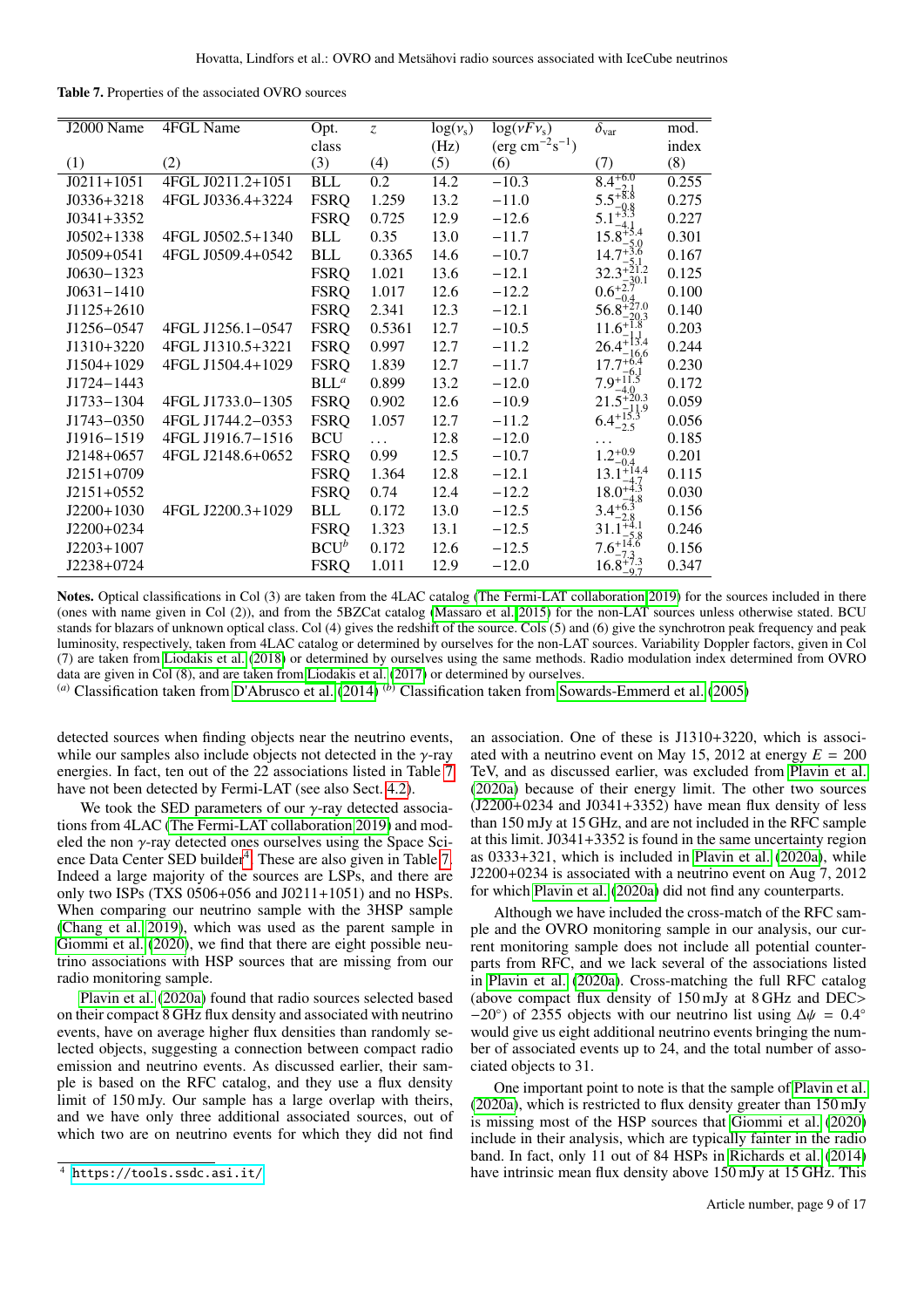**Table 7.** Properties of the associated OVRO sources

| J2000 Name | 4FGL Name | Opt. class | $z$ | $\log(\nu_s)$ (Hz) | $\log(\nu F \nu_s)$ (erg cm$^{-2}$s$^{-1}$) | $\delta_{var}$ | mod. index |
|---|---|---|---|---|---|---|---|
| (1) | (2) | (3) | (4) | (5) | (6) | (7) | (8) |
| J0211+1051 | 4FGL J0211.2+1051 | BLL | 0.2 | 14.2 | −10.3 | $8.4^{+6.0}_{-2.1}$ | 0.255 |
| J0336+3218 | 4FGL J0336.4+3224 | FSRQ | 1.259 | 13.2 | −11.0 | $5.5^{+8.8}_{-0.8}$ | 0.275 |
| J0341+3352 | | FSRQ | 0.725 | 12.9 | −12.6 | $5.1^{+3.3}_{-4.1}$ | 0.227 |
| J0502+1338 | 4FGL J0502.5+1340 | BLL | 0.35 | 13.0 | −11.7 | $15.8^{+5.4}_{-5.0}$ | 0.301 |
| J0509+0541 | 4FGL J0509.4+0542 | BLL | 0.3365 | 14.6 | −10.7 | $14.7^{+3.6}_{-5.1}$ | 0.167 |
| J0630−1323 | | FSRQ | 1.021 | 13.6 | −12.1 | $32.3^{+21.2}_{-30.1}$ | 0.125 |
| J0631−1410 | | FSRQ | 1.017 | 12.6 | −12.2 | $0.6^{+2.7}_{-0.4}$ | 0.100 |
| J1125+2610 | | FSRQ | 2.341 | 12.3 | −12.1 | $56.8^{+27.0}_{-20.3}$ | 0.140 |
| J1256−0547 | 4FGL J1256.1−0547 | FSRQ | 0.5361 | 12.7 | −10.5 | $11.6^{+1.8}_{-1.1}$ | 0.203 |
| J1310+3220 | 4FGL J1310.5+3221 | FSRQ | 0.997 | 12.7 | −11.2 | $26.4^{+13.4}_{-16.6}$ | 0.244 |
| J1504+1029 | 4FGL J1504.4+1029 | FSRQ | 1.839 | 12.7 | −11.7 | $17.7^{+6.4}_{-6.1}$ | 0.230 |
| J1724−1443 | | BLL$^a$ | 0.899 | 13.2 | −12.0 | $7.9^{+11.5}_{-4.0}$ | 0.172 |
| J1733−1304 | 4FGL J1733.0−1305 | FSRQ | 0.902 | 12.6 | −10.9 | $21.5^{+20.3}_{-11.9}$ | 0.059 |
| J1743−0350 | 4FGL J1744.2−0353 | FSRQ | 1.057 | 12.7 | −11.2 | $6.4^{+15.3}_{-2.5}$ | 0.056 |
| J1916−1519 | 4FGL J1916.7−1516 | BCU | ... | 12.8 | −12.0 | ... | 0.185 |
| J2148+0657 | 4FGL J2148.6+0652 | FSRQ | 0.99 | 12.5 | −10.7 | $1.2^{+0.9}_{-0.4}$ | 0.201 |
| J2151+0709 | | FSRQ | 1.364 | 12.8 | −12.1 | $13.1^{+14.4}_{-4.7}$ | 0.115 |
| J2151+0552 | | FSRQ | 0.74 | 12.4 | −12.2 | $18.0^{+4.3}_{-4.8}$ | 0.030 |
| J2200+1030 | 4FGL J2200.3+1029 | BLL | 0.172 | 13.0 | −12.5 | $3.4^{+6.3}_{-2.8}$ | 0.156 |
| J2200+0234 | | FSRQ | 1.323 | 13.1 | −12.5 | $31.1^{+4.1}_{-5.8}$ | 0.246 |
| J2203+1007 | | BCU$^b$ | 0.172 | 12.6 | −12.5 | $7.6^{+14.6}_{-7.3}$ | 0.156 |
| J2238+0724 | | FSRQ | 1.011 | 12.9 | −12.0 | $16.8^{+7.3}_{-9.7}$ | 0.347 |

**Notes.** Optical classifications in Col (3) are taken from the 4LAC catalog (The Fermi-LAT collaboration 2019) for the sources included in there (ones with name given in Col (2)), and from the 5BZCat catalog (Massaro et al. 2015) for the non-LAT sources unless otherwise stated. BCU stands for blazars of unknown optical class. Col (4) gives the redshift of the source. Cols (5) and (6) give the synchrotron peak frequency and peak luminosity, respectively, taken from 4LAC catalog or determined by ourselves for the non-LAT sources. Variability Doppler factors, given in Col (7) are taken from Liodakis et al. (2018) or determined by ourselves using the same methods. Radio modulation index determined from OVRO data are given in Col (8), and are taken from Liodakis et al. (2017) or determined by ourselves.
[a] Classification taken from D'Abrusco et al. (2014) [b] Classification taken from Sowards-Emmerd et al. (2005)

detected sources when finding objects near the neutrino events, while our samples also include objects not detected in the $\gamma$-ray energies. In fact, ten out of the 22 associations listed in Table 7 have not been detected by Fermi-LAT (see also Sect. 4.2).

We took the SED parameters of our $\gamma$-ray detected associations from 4LAC (The Fermi-LAT collaboration 2019) and modeled the non $\gamma$-ray detected ones ourselves using the Space Science Data Center SED builder[4]. These are also given in Table 7. Indeed a large majority of the sources are LSPs, and there are only two ISPs (TXS 0506+056 and J0211+1051) and no HSPs. When comparing our neutrino sample with the 3HSP sample (Chang et al. 2019), which was used as the parent sample in Giommi et al. (2020), we find that there are eight possible neutrino associations with HSP sources that are missing from our radio monitoring sample.

Plavin et al. (2020a) found that radio sources selected based on their compact 8 GHz flux density and associated with neutrino events, have on average higher flux densities than randomly selected objects, suggesting a connection between compact radio emission and neutrino events. As discussed earlier, their sample is based on the RFC catalog, and they use a flux density limit of 150 mJy. Our sample has a large overlap with theirs, and we have only three additional associated sources, out of which two are on neutrino events for which they did not find an association. One of these is J1310+3220, which is associated with a neutrino event on May 15, 2012 at energy $E$ = 200 TeV, and as discussed earlier, was excluded from Plavin et al. (2020a) because of their energy limit. The other two sources (J2200+0234 and J0341+3352) have mean flux density of less than 150 mJy at 15 GHz, and are not included in the RFC sample at this limit. J0341+3352 is found in the same uncertainty region as 0333+321, which is included in Plavin et al. (2020a), while J2200+0234 is associated with a neutrino event on Aug 7, 2012 for which Plavin et al. (2020a) did not find any counterparts.

Although we have included the cross-match of the RFC sample and the OVRO monitoring sample in our analysis, our current monitoring sample does not include all potential counterparts from RFC, and we lack several of the associations listed in Plavin et al. (2020a). Cross-matching the full RFC catalog (above compact flux density of 150 mJy at 8 GHz and DEC> −20°) of 2355 objects with our neutrino list using $\Delta\psi$ = 0.4° would give us eight additional neutrino events bringing the number of associated events up to 24, and the total number of associated objects to 31.

One important point to note is that the sample of Plavin et al. (2020a), which is restricted to flux density greater than 150 mJy is missing most of the HSP sources that Giommi et al. (2020) include in their analysis, which are typically fainter in the radio band. In fact, only 11 out of 84 HSPs in Richards et al. (2014) have intrinsic mean flux density above 150 mJy at 15 GHz. This

[4] https://tools.ssdc.asi.it/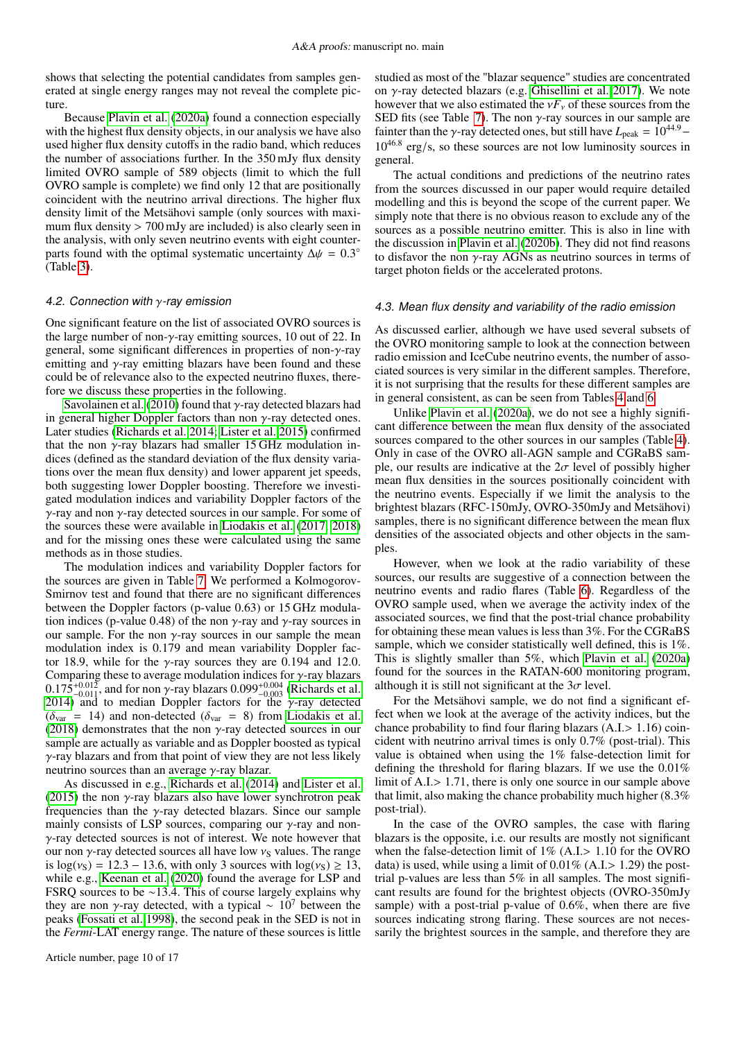shows that selecting the potential candidates from samples generated at single energy ranges may not reveal the complete picture.

Because Plavin et al. (2020a) found a connection especially with the highest flux density objects, in our analysis we have also used higher flux density cutoffs in the radio band, which reduces the number of associations further. In the 350 mJy flux density limited OVRO sample of 589 objects (limit to which the full OVRO sample is complete) we find only 12 that are positionally coincident with the neutrino arrival directions. The higher flux density limit of the Metsähovi sample (only sources with maximum flux density > 700 mJy are included) is also clearly seen in the analysis, with only seven neutrino events with eight counterparts found with the optimal systematic uncertainty $\Delta\psi = 0.3^{\circ}$ (Table 3).

### 4.2. Connection with $\gamma$-ray emission

One significant feature on the list of associated OVRO sources is the large number of non-$\gamma$-ray emitting sources, 10 out of 22. In general, some significant differences in properties of non-$\gamma$-ray emitting and $\gamma$-ray emitting blazars have been found and these could be of relevance also to the expected neutrino fluxes, therefore we discuss these properties in the following.

Savolainen et al. (2010) found that $\gamma$-ray detected blazars had in general higher Doppler factors than non $\gamma$-ray detected ones. Later studies (Richards et al. 2014; Lister et al. 2015) confirmed that the non $\gamma$-ray blazars had smaller 15 GHz modulation indices (defined as the standard deviation of the flux density variations over the mean flux density) and lower apparent jet speeds, both suggesting lower Doppler boosting. Therefore we investigated modulation indices and variability Doppler factors of the $\gamma$-ray and non $\gamma$-ray detected sources in our sample. For some of the sources these were available in Liodakis et al. (2017, 2018) and for the missing ones these were calculated using the same methods as in those studies.

The modulation indices and variability Doppler factors for the sources are given in Table 7. We performed a Kolmogorov-Smirnov test and found that there are no significant differences between the Doppler factors (p-value 0.63) or 15 GHz modulation indices (p-value 0.48) of the non $\gamma$-ray and $\gamma$-ray sources in our sample. For the non $\gamma$-ray sources in our sample the mean modulation index is 0.179 and mean variability Doppler factor 18.9, while for the $\gamma$-ray sources they are 0.194 and 12.0. Comparing these to average modulation indices for $\gamma$-ray blazars $0.175^{+0.012}_{-0.011}$, and for non $\gamma$-ray blazars $0.099^{+0.004}_{-0.003}$ (Richards et al. 2014) and to median Doppler factors for the $\gamma$-ray detected ($\delta_{\rm var}$ = 14) and non-detected ($\delta_{\rm var}$ = 8) from Liodakis et al. (2018) demonstrates that the non $\gamma$-ray detected sources in our sample are actually as variable and as Doppler boosted as typical $\gamma$-ray blazars and from that point of view they are not less likely neutrino sources than an average $\gamma$-ray blazar.

As discussed in e.g., Richards et al. (2014) and Lister et al. (2015) the non $\gamma$-ray blazars also have lower synchrotron peak frequencies than the $\gamma$-ray detected blazars. Since our sample mainly consists of LSP sources, comparing our $\gamma$-ray and non-$\gamma$-ray detected sources is not of interest. We note however that our non $\gamma$-ray detected sources all have low $\nu_{\rm S}$ values. The range is $\log(\nu_{\rm S})$ = 12.3 − 13.6, with only 3 sources with $\log(\nu_{\rm S}) \geq 13$, while e.g., Keenan et al. (2020) found the average for LSP and FSRQ sources to be ~13.4. This of course largely explains why they are non $\gamma$-ray detected, with a typical ~ $10^{7}$ between the peaks (Fossati et al. 1998), the second peak in the SED is not in the *Fermi*-LAT energy range. The nature of these sources is little studied as most of the "blazar sequence" studies are concentrated on $\gamma$-ray detected blazars (e.g. Ghisellini et al. 2017). We note however that we also estimated the $\nu F_{\nu}$ of these sources from the SED fits (see Table 7). The non $\gamma$-ray sources in our sample are fainter than the $\gamma$-ray detected ones, but still have $L_{\rm peak} = 10^{44.9}$–$10^{46.8}$ erg/s, so these sources are not low luminosity sources in general.

The actual conditions and predictions of the neutrino rates from the sources discussed in our paper would require detailed modelling and this is beyond the scope of the current paper. We simply note that there is no obvious reason to exclude any of the sources as a possible neutrino emitter. This is also in line with the discussion in Plavin et al. (2020b). They did not find reasons to disfavor the non $\gamma$-ray AGNs as neutrino sources in terms of target photon fields or the accelerated protons.

### 4.3. Mean flux density and variability of the radio emission

As discussed earlier, although we have used several subsets of the OVRO monitoring sample to look at the connection between radio emission and IceCube neutrino events, the number of associated sources is very similar in the different samples. Therefore, it is not surprising that the results for these different samples are in general consistent, as can be seen from Tables 4 and 6.

Unlike Plavin et al. (2020a), we do not see a highly significant difference between the mean flux density of the associated sources compared to the other sources in our samples (Table 4). Only in case of the OVRO all-AGN sample and CGRaBS sample, our results are indicative at the 2$\sigma$ level of possibly higher mean flux densities in the sources positionally coincident with the neutrino events. Especially if we limit the analysis to the brightest blazars (RFC-150mJy, OVRO-350mJy and Metsähovi) samples, there is no significant difference between the mean flux densities of the associated objects and other objects in the samples.

However, when we look at the radio variability of these sources, our results are suggestive of a connection between the neutrino events and radio flares (Table 6). Regardless of the OVRO sample used, when we average the activity index of the associated sources, we find that the post-trial chance probability for obtaining these mean values is less than 3%. For the CGRaBS sample, which we consider statistically well defined, this is 1%. This is slightly smaller than 5%, which Plavin et al. (2020a) found for the sources in the RATAN-600 monitoring program, although it is still not significant at the 3$\sigma$ level.

For the Metsähovi sample, we do not find a significant effect when we look at the average of the activity indices, but the chance probability to find four flaring blazars (A.I.> 1.16) coincident with neutrino arrival times is only 0.7% (post-trial). This value is obtained when using the 1% false-detection limit for defining the threshold for flaring blazars. If we use the 0.01% limit of A.I.> 1.71, there is only one source in our sample above that limit, also making the chance probability much higher (8.3% post-trial).

In the case of the OVRO samples, the case with flaring blazars is the opposite, i.e. our results are mostly not significant when the false-detection limit of 1% (A.I.> 1.10 for the OVRO data) is used, while using a limit of 0.01% (A.I.> 1.29) the post-trial p-values are less than 5% in all samples. The most significant results are found for the brightest objects (OVRO-350mJy sample) with a post-trial p-value of 0.6%, when there are five sources indicating strong flaring. These sources are not necessarily the brightest sources in the sample, and therefore they are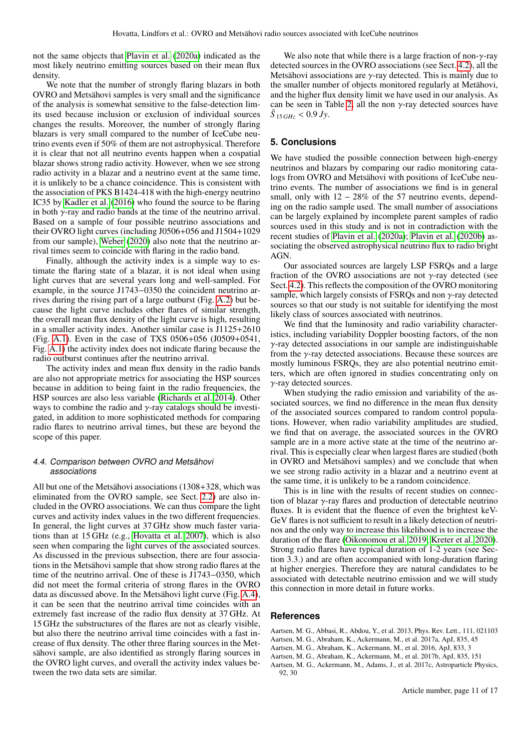not the same objects that Plavin et al. (2020a) indicated as the most likely neutrino emitting sources based on their mean flux density.

We note that the number of strongly flaring blazars in both OVRO and Metsähovi samples is very small and the significance of the analysis is somewhat sensitive to the false-detection limits used because inclusion or exclusion of individual sources changes the results. Moreover, the number of strongly flaring blazars is very small compared to the number of IceCube neutrino events even if 50% of them are not astrophysical. Therefore it is clear that not all neutrino events happen when a cospatial blazar shows strong radio activity. However, when we see strong radio activity in a blazar and a neutrino event at the same time, it is unlikely to be a chance coincidence. This is consistent with the association of PKS B1424-418 with the high-energy neutrino IC35 by Kadler et al. (2016) who found the source to be flaring in both $\gamma$-ray and radio bands at the time of the neutrino arrival. Based on a sample of four possible neutrino associations and their OVRO light curves (including J0506+056 and J1504+1029 from our sample), Weber (2020) also note that the neutrino arrival times seem to coincide with flaring in the radio band.

Finally, although the activity index is a simple way to estimate the flaring state of a blazar, it is not ideal when using light curves that are several years long and well-sampled. For example, in the source J1743−0350 the coincident neutrino arrives during the rising part of a large outburst (Fig. A.2) but because the light curve includes other flares of similar strength, the overall mean flux density of the light curve is high, resulting in a smaller activity index. Another similar case is J1125+2610 (Fig. A.1). Even in the case of TXS 0506+056 (J0509+0541, Fig. A.1) the activity index does not indicate flaring because the radio outburst continues after the neutrino arrival.

The activity index and mean flux density in the radio bands are also not appropriate metrics for associating the HSP sources because in addition to being faint in the radio frequencies, the HSP sources are also less variable (Richards et al. 2014). Other ways to combine the radio and $\gamma$-ray catalogs should be investigated, in addition to more sophisticated methods for comparing radio flares to neutrino arrival times, but these are beyond the scope of this paper.

### 4.4. Comparison between OVRO and Metsähovi associations

All but one of the Metsähovi associations (1308+328, which was eliminated from the OVRO sample, see Sect. 2.2) are also included in the OVRO associations. We can thus compare the light curves and activity index values in the two different frequencies. In general, the light curves at 37 GHz show much faster variations than at 15 GHz (e.g., Hovatta et al. 2007), which is also seen when comparing the light curves of the associated sources. As discussed in the previous subsection, there are four associations in the Metsähovi sample that show strong radio flares at the time of the neutrino arrival. One of these is J1743−0350, which did not meet the formal criteria of strong flares in the OVRO data as discussed above. In the Metsähovi light curve (Fig. A.4), it can be seen that the neutrino arrival time coincides with an extremely fast increase of the radio flux density at 37 GHz. At 15 GHz the substructures of the flares are not as clearly visible, but also there the neutrino arrival time coincides with a fast increase of flux density. The other three flaring sources in the Metsähovi sample, are also identified as strongly flaring sources in the OVRO light curves, and overall the activity index values between the two data sets are similar.

We also note that while there is a large fraction of non-$\gamma$-ray detected sources in the OVRO associations (see Sect. 4.2), all the Metsähovi associations are $\gamma$-ray detected. This is mainly due to the smaller number of objects monitored regularly at Metsähovi, and the higher flux density limit we have used in our analysis. As can be seen in Table 2, all the non $\gamma$-ray detected sources have $\bar{S}_{15\,GHz} < 0.9\,Jy$.

## 5. Conclusions

We have studied the possible connection between high-energy neutrinos and blazars by comparing our radio monitoring catalogs from OVRO and Metsähovi with positions of IceCube neutrino events. The number of associations we find is in general small, only with $12-28\%$ of the 57 neutrino events, depending on the radio sample used. The small number of associations can be largely explained by incomplete parent samples of radio sources used in this study and is not in contradiction with the recent studies of Plavin et al. (2020a); Plavin et al. (2020b) associating the observed astrophysical neutrino flux to radio bright AGN.

Our associated sources are largely LSP FSRQs and a large fraction of the OVRO associations are not $\gamma$-ray detected (see Sect. 4.2). This reflects the composition of the OVRO monitoring sample, which largely consists of FSRQs and non $\gamma$-ray detected sources so that our study is not suitable for identifying the most likely class of sources associated with neutrinos.

We find that the luminosity and radio variability characteristics, including variability Doppler boosting factors, of the non $\gamma$-ray detected associations in our sample are indistinguishable from the $\gamma$-ray detected associations. Because these sources are mostly luminous FSRQs, they are also potential neutrino emitters, which are often ignored in studies concentrating only on $\gamma$-ray detected sources.

When studying the radio emission and variability of the associated sources, we find no difference in the mean flux density of the associated sources compared to random control populations. However, when radio variability amplitudes are studied, we find that on average, the associated sources in the OVRO sample are in a more active state at the time of the neutrino arrival. This is especially clear when largest flares are studied (both in OVRO and Metsähovi samples) and we conclude that when we see strong radio activity in a blazar and a neutrino event at the same time, it is unlikely to be a random coincidence.

This is in line with the results of recent studies on connection of blazar $\gamma$-ray flares and production of detectable neutrino fluxes. It is evident that the fluence of even the brightest keV-GeV flares is not sufficient to result in a likely detection of neutrinos and the only way to increase this likelihood is to increase the duration of the flare (Oikonomou et al. 2019; Kreter et al. 2020). Strong radio flares have typical duration of 1-2 years (see Section 3.3.) and are often accompanied with long-duration flaring at higher energies. Therefore they are natural candidates to be associated with detectable neutrino emission and we will study this connection in more detail in future works.

## References

Aartsen, M. G., Abbasi, R., Abdou, Y., et al. 2013, Phys. Rev. Lett., 111, 021103

Aartsen, M. G., Abraham, K., Ackermann, M., et al. 2017a, ApJ, 835, 45

Aartsen, M. G., Abraham, K., Ackermann, M., et al. 2016, ApJ, 833, 3

Aartsen, M. G., Abraham, K., Ackermann, M., et al. 2017b, ApJ, 835, 151

Aartsen, M. G., Ackermann, M., Adams, J., et al. 2017c, Astroparticle Physics, 92, 30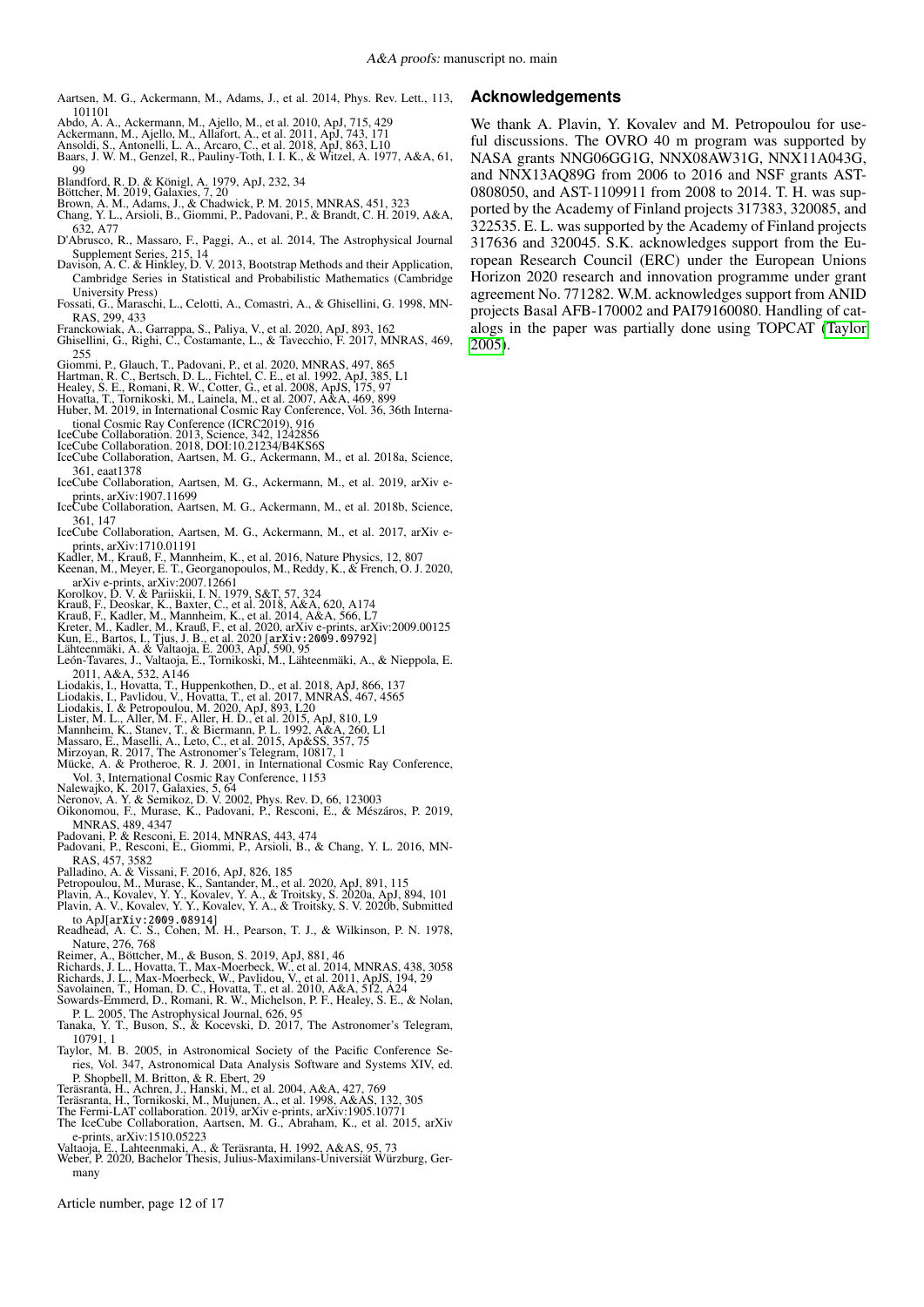Aartsen, M. G., Ackermann, M., Adams, J., et al. 2014, Phys. Rev. Lett., 113, 101101

Abdo, A. A., Ackermann, M., Ajello, M., et al. 2010, ApJ, 715, 429

Ackermann, M., Ajello, M., Allafort, A., et al. 2011, ApJ, 743, 171

Ansoldi, S., Antonelli, L. A., Arcaro, C., et al. 2018, ApJ, 863, L10

Baars, J. W. M., Genzel, R., Pauliny-Toth, I. I. K., & Witzel, A. 1977, A&A, 61, 99

Blandford, R. D. & Königl, A. 1979, ApJ, 232, 34

Böttcher, M. 2019, Galaxies, 7, 20

Brown, A. M., Adams, J., & Chadwick, P. M. 2015, MNRAS, 451, 323

Chang, Y. L., Arsioli, B., Giommi, P., Padovani, P., & Brandt, C. H. 2019, A&A, 632, A77

D'Abrusco, R., Massaro, F., Paggi, A., et al. 2014, The Astrophysical Journal Supplement Series, 215, 14

Davison, A. C. & Hinkley, D. V. 2013, Bootstrap Methods and their Application, Cambridge Series in Statistical and Probabilistic Mathematics (Cambridge University Press)

Fossati, G., Maraschi, L., Celotti, A., Comastri, A., & Ghisellini, G. 1998, MNRAS, 299, 433

Franckowiak, A., Garrappa, S., Paliya, V., et al. 2020, ApJ, 893, 162

Ghisellini, G., Righi, C., Costamante, L., & Tavecchio, F. 2017, MNRAS, 469, 255

Giommi, P., Glauch, T., Padovani, P., et al. 2020, MNRAS, 497, 865

Hartman, R. C., Bertsch, D. L., Fichtel, C. E., et al. 1992, ApJ, 385, L1

Healey, S. E., Romani, R. W., Cotter, G., et al. 2008, ApJS, 175, 97

Hovatta, T., Tornikoski, M., Lainela, M., et al. 2007, A&A, 469, 899

Huber, M. 2019, in International Cosmic Ray Conference, Vol. 36, 36th International Cosmic Ray Conference (ICRC2019), 916

IceCube Collaboration. 2013, Science, 342, 1242856

IceCube Collaboration. 2018, DOI:10.21234/B4KS6S

IceCube Collaboration, Aartsen, M. G., Ackermann, M., et al. 2018a, Science, 361, eaat1378

IceCube Collaboration, Aartsen, M. G., Ackermann, M., et al. 2019, arXiv e-prints, arXiv:1907.11699

IceCube Collaboration, Aartsen, M. G., Ackermann, M., et al. 2018b, Science, 361, 147

IceCube Collaboration, Aartsen, M. G., Ackermann, M., et al. 2017, arXiv e-prints, arXiv:1710.01191

Kadler, M., Krauß, F., Mannheim, K., et al. 2016, Nature Physics, 12, 807

Keenan, M., Meyer, E. T., Georganopoulos, M., Reddy, K., & French, O. J. 2020, arXiv e-prints, arXiv:2007.12661

Korolkov, D. V. & Pariiskii, I. N. 1979, S&T, 57, 324

Krauß, F., Deoskar, K., Baxter, C., et al. 2018, A&A, 620, A174

Krauß, F., Kadler, M., Mannheim, K., et al. 2014, A&A, 566, L7

Kreter, M., Kadler, M., Krauß, F., et al. 2020, arXiv e-prints, arXiv:2009.00125

Kun, E., Bartos, I., Tjus, J. B., et al. 2020 [arXiv:2009.09792]

Lähteenmäki, A. & Valtaoja, E. 2003, ApJ, 590, 95

León-Tavares, J., Valtaoja, E., Tornikoski, M., Lähteenmäki, A., & Nieppola, E. 2011, A&A, 532, A146

Liodakis, I., Hovatta, T., Huppenkothen, D., et al. 2018, ApJ, 866, 137

Liodakis, I., Pavlidou, V., Hovatta, T., et al. 2017, MNRAS, 467, 4565

Liodakis, I. & Petropoulou, M. 2020, ApJ, 893, L20

Lister, M. L., Aller, M. F., Aller, H. D., et al. 2015, ApJ, 810, L9

Mannheim, K., Stanev, T., & Biermann, P. L. 1992, A&A, 260, L1

Massaro, E., Maselli, A., Leto, C., et al. 2015, Ap&SS, 357, 75

Mirzoyan, R. 2017, The Astronomer's Telegram, 10817, 1

Mücke, A. & Protheroe, R. J. 2001, in International Cosmic Ray Conference, Vol. 3, International Cosmic Ray Conference, 1153

Nalewajko, K. 2017, Galaxies, 5, 64

Neronov, A. Y. & Semikoz, D. V. 2002, Phys. Rev. D, 66, 123003

Oikonomou, F., Murase, K., Padovani, P., Resconi, E., & Mészáros, P. 2019, MNRAS, 489, 4347

Padovani, P. & Resconi, E. 2014, MNRAS, 443, 474

Padovani, P., Resconi, E., Giommi, P., Arsioli, B., & Chang, Y. L. 2016, MNRAS, 457, 3582

Palladino, A. & Vissani, F. 2016, ApJ, 826, 185

Petropoulou, M., Murase, K., Santander, M., et al. 2020, ApJ, 891, 115

Plavin, A., Kovalev, Y. Y., Kovalev, Y. A., & Troitsky, S. 2020a, ApJ, 894, 101

Plavin, A. V., Kovalev, Y. Y., Kovalev, Y. A., & Troitsky, S. V. 2020b, Submitted to ApJ[arXiv:2009.08914]

Readhead, A. C. S., Cohen, M. H., Pearson, T. J., & Wilkinson, P. N. 1978, Nature, 276, 768

Reimer, A., Böttcher, M., & Buson, S. 2019, ApJ, 881, 46

Richards, J. L., Hovatta, T., Max-Moerbeck, W., et al. 2014, MNRAS, 438, 3058

Richards, J. L., Max-Moerbeck, W., Pavlidou, V., et al. 2011, ApJS, 194, 29

Savolainen, T., Homan, D. C., Hovatta, T., et al. 2010, A&A, 512, A24

Sowards-Emmerd, D., Romani, R. W., Michelson, P. F., Healey, S. E., & Nolan, P. L. 2005, The Astrophysical Journal, 626, 95

Tanaka, Y. T., Buson, S., & Kocevski, D. 2017, The Astronomer's Telegram, 10791, 1

Taylor, M. B. 2005, in Astronomical Society of the Pacific Conference Series, Vol. 347, Astronomical Data Analysis Software and Systems XIV, ed. P. Shopbell, M. Britton, & R. Ebert, 29

Teräsranta, H., Achren, J., Hanski, M., et al. 2004, A&A, 427, 769

Teräsranta, H., Tornikoski, M., Mujunen, A., et al. 1998, A&AS, 132, 305

The Fermi-LAT collaboration. 2019, arXiv e-prints, arXiv:1905.10771

The IceCube Collaboration, Aartsen, M. G., Abraham, K., et al. 2015, arXiv e-prints, arXiv:1510.05223

Valtaoja, E., Lahteenmaki, A., & Teräsranta, H. 1992, A&AS, 95, 73

Weber, P. 2020, Bachelor Thesis, Julius-Maximilans-Universiät Würzburg, Germany

## Acknowledgements

We thank A. Plavin, Y. Kovalev and M. Petropoulou for useful discussions. The OVRO 40 m program was supported by NASA grants NNG06GG1G, NNX08AW31G, NNX11A043G, and NNX13AQ89G from 2006 to 2016 and NSF grants AST-0808050, and AST-1109911 from 2008 to 2014. T. H. was supported by the Academy of Finland projects 317383, 320085, and 322535. E. L. was supported by the Academy of Finland projects 317636 and 320045. S.K. acknowledges support from the European Research Council (ERC) under the European Unions Horizon 2020 research and innovation programme under grant agreement No. 771282. W.M. acknowledges support from ANID projects Basal AFB-170002 and PAI79160080. Handling of catalogs in the paper was partially done using TOPCAT (Taylor 2005).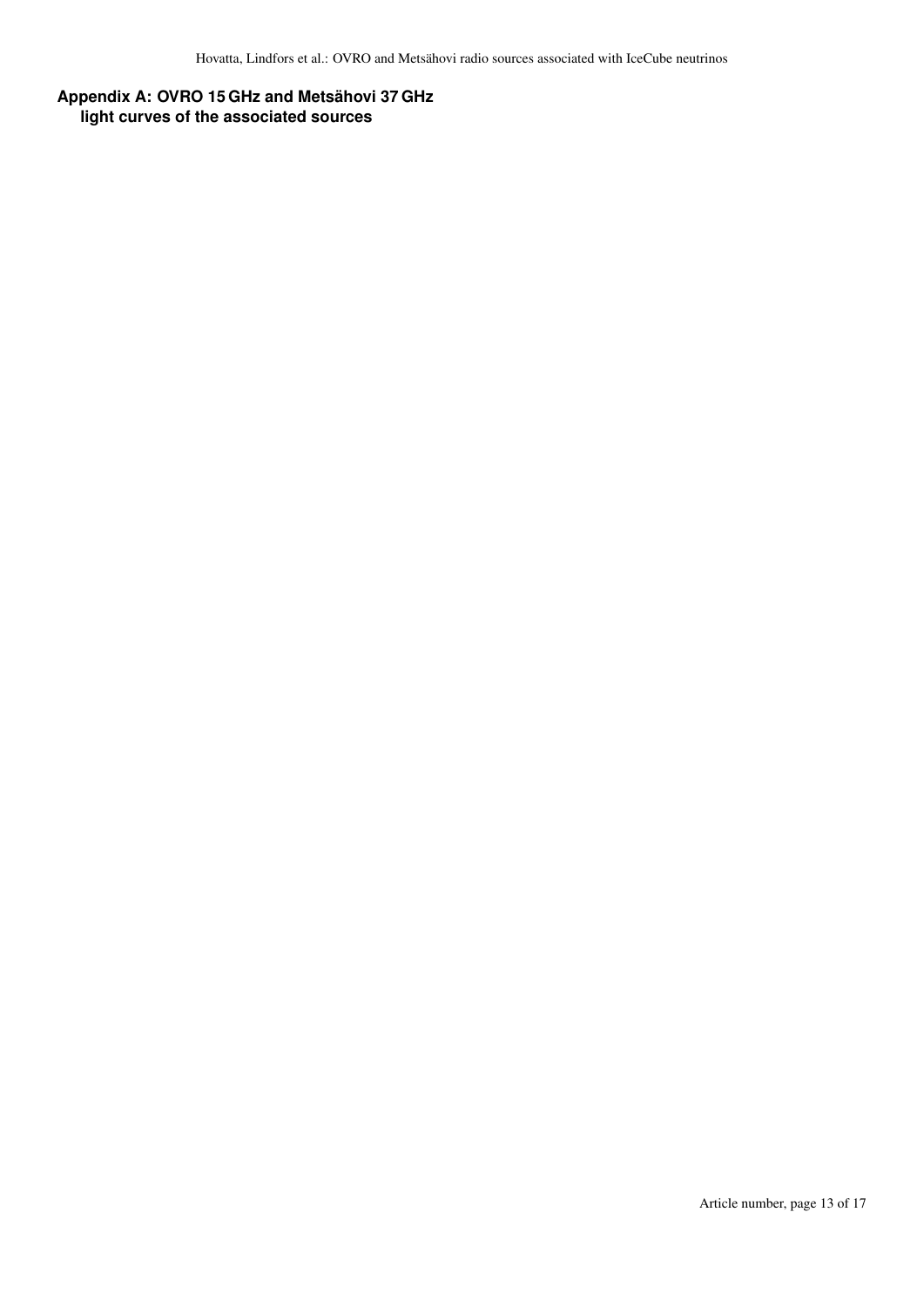## Appendix A: OVRO 15 GHz and Metsähovi 37 GHz light curves of the associated sources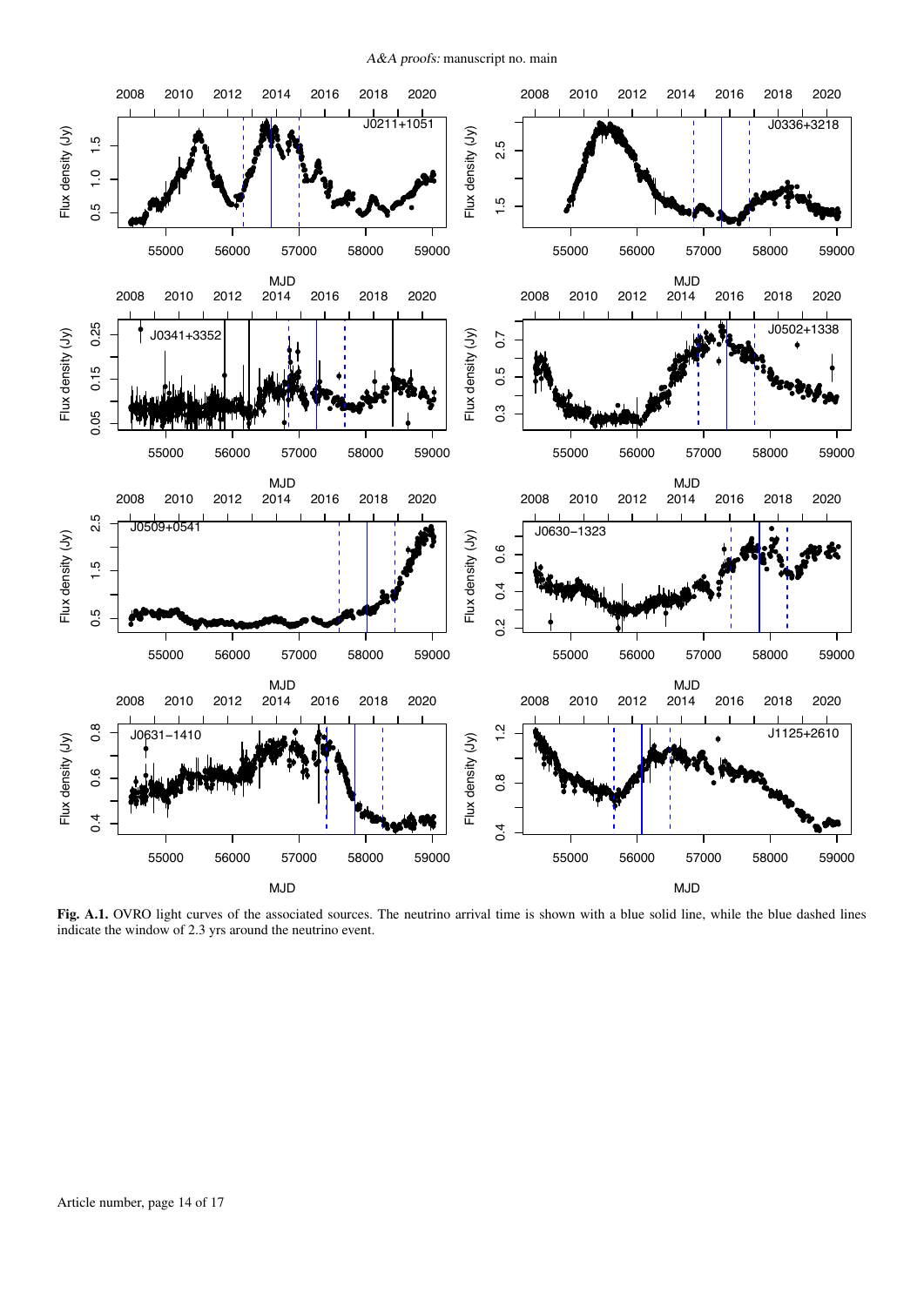**Fig. A.1.** OVRO light curves of the associated sources. The neutrino arrival time is shown with a blue solid line, while the blue dashed lines indicate the window of 2.3 yrs around the neutrino event.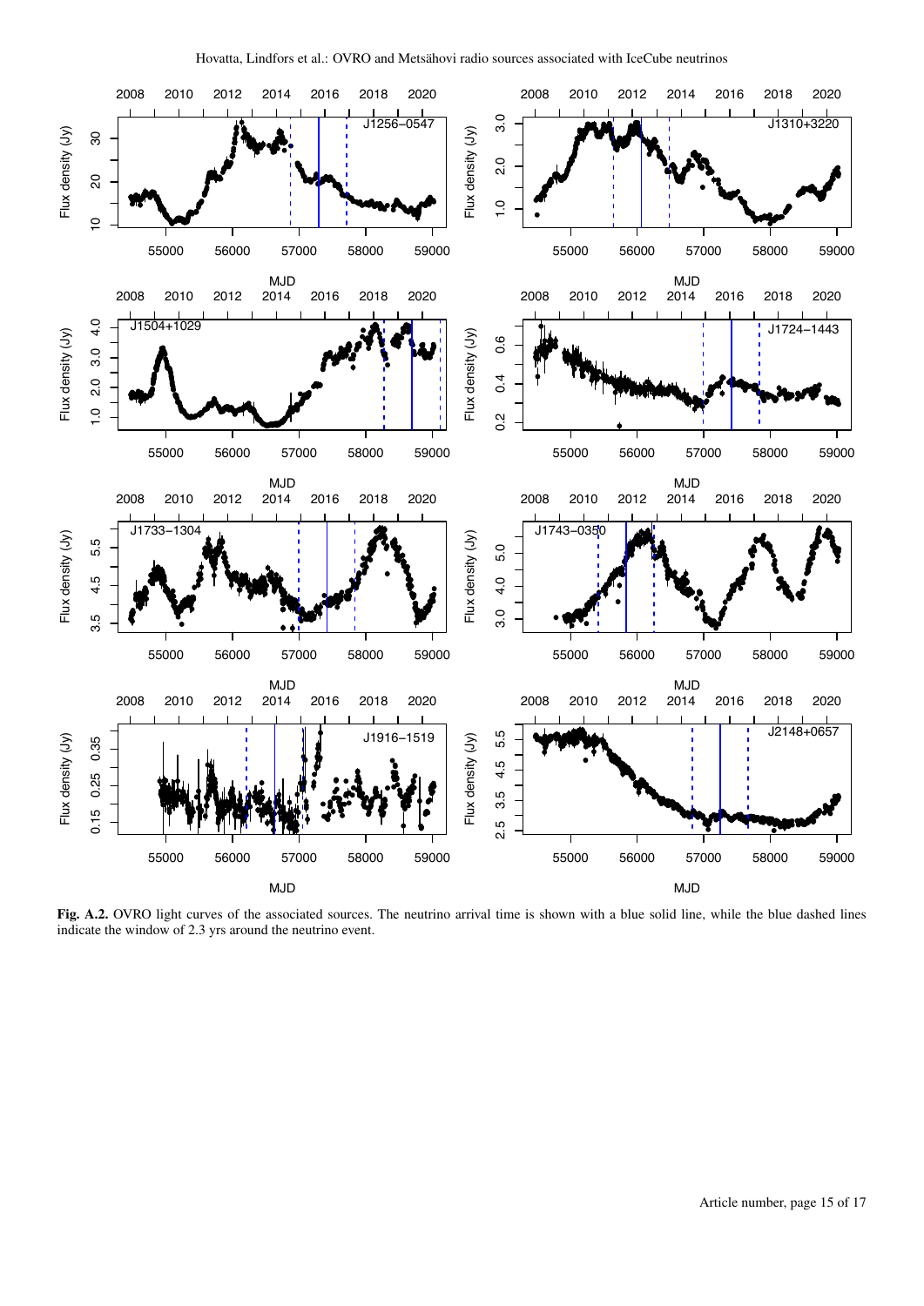**Fig. A.2.** OVRO light curves of the associated sources. The neutrino arrival time is shown with a blue solid line, while the blue dashed lines indicate the window of 2.3 yrs around the neutrino event.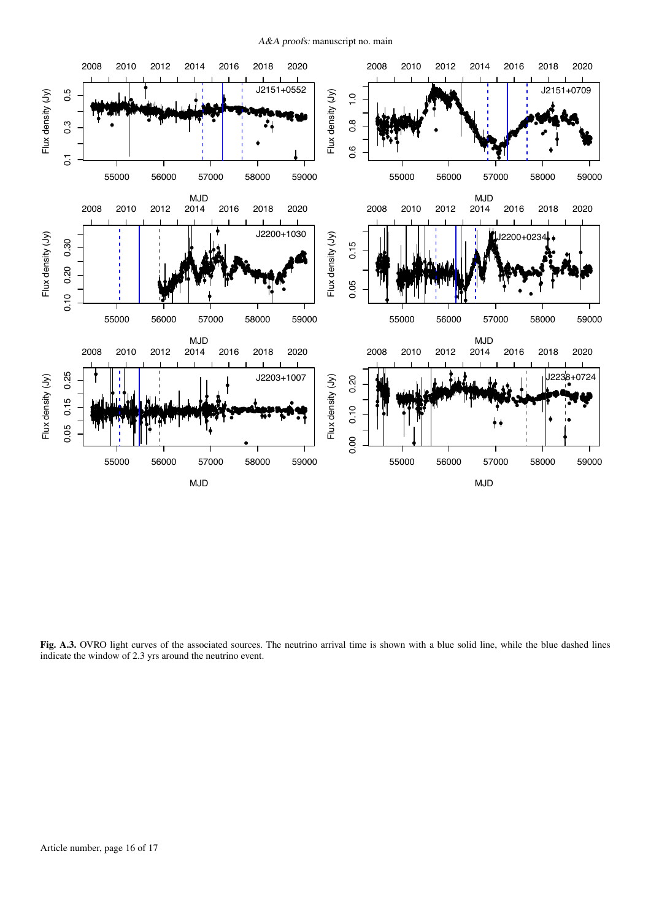**Fig. A.3.** OVRO light curves of the associated sources. The neutrino arrival time is shown with a blue solid line, while the blue dashed lines indicate the window of 2.3 yrs around the neutrino event.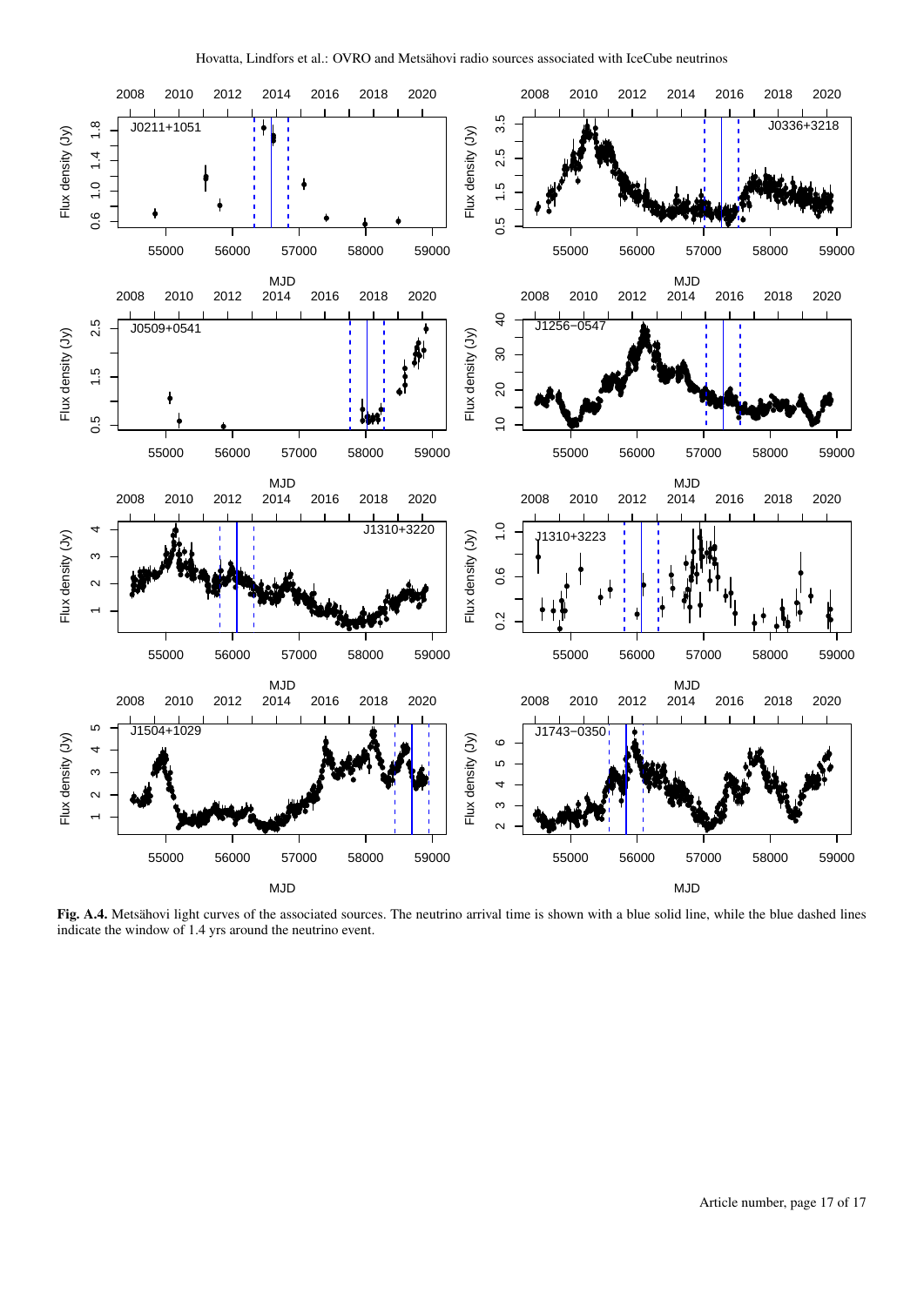J0211+1051

J0336+3218

J0509+0541

J1256−0547

J1310+3220

J1310+3223

J1504+1029

J1743−0350

Flux density (Jy)

MJD

**Fig. A.4.** Metsähovi light curves of the associated sources. The neutrino arrival time is shown with a blue solid line, while the blue dashed lines indicate the window of 1.4 yrs around the neutrino event.